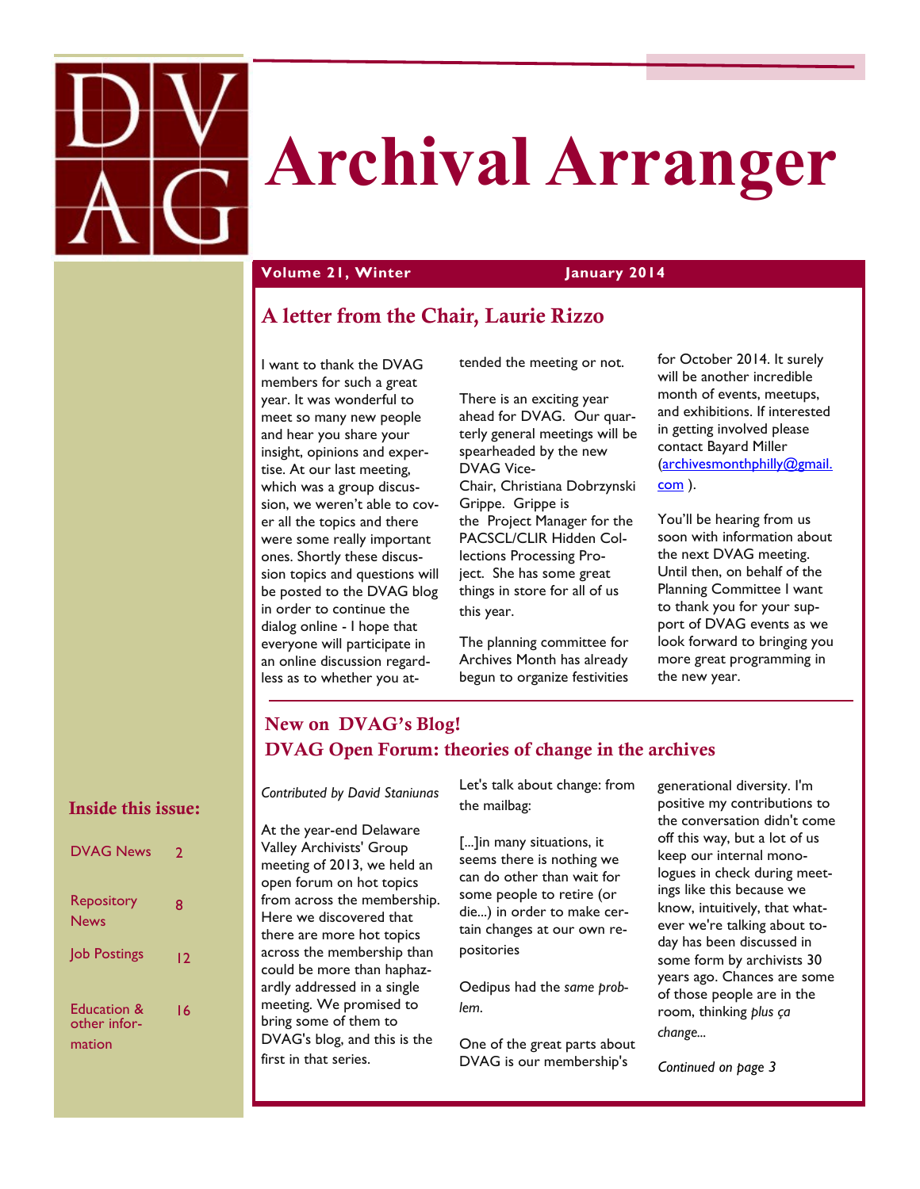# Archival Arranger

**Volume 21, Winter** **January 2014**

## A letter from the Chair, Laurie Rizzo

I want to thank the DVAG members for such a great year. It was wonderful to meet so many new people and hear you share your insight, opinions and expertise. At our last meeting, which was a group discussion, we weren't able to cover all the topics and there were some really important ones. Shortly these discussion topics and questions will be posted to the DVAG blog in order to continue the dialog online - I hope that everyone will participate in an online discussion regardless as to whether you attended the meeting or not.

There is an exciting year ahead for DVAG. Our quarterly general meetings will be spearheaded by the new DVAG Vice-Chair, Christiana Dobrzynski Grippe. Grippe is the Project Manager for the PACSCL/CLIR Hidden Collections Processing Project. She has some great things in store for all of us this year.

The planning committee for Archives Month has already begun to organize festivities for October 2014. It surely will be another incredible month of events, meetups, and exhibitions. If interested in getting involved please contact Bayard Miller (archivesmonthphilly@gmail.com ).

You'll be hearing from us soon with information about the next DVAG meeting. Until then, on behalf of the Planning Committee I want to thank you for your support of DVAG events as we look forward to bringing you more great programming in the new year.

## New on DVAG's Blog!
## DVAG Open Forum: theories of change in the archives

*Contributed by David Staniunas*

At the year-end Delaware Valley Archivists' Group meeting of 2013, we held an open forum on hot topics from across the membership. Here we discovered that there are more hot topics across the membership than could be more than haphazardly addressed in a single meeting. We promised to bring some of them to DVAG's blog, and this is the first in that series.

Let's talk about change: from the mailbag:

[...]in many situations, it seems there is nothing we can do other than wait for some people to retire (or die...) in order to make certain changes at our own repositories

Oedipus had the *same problem*.

One of the great parts about DVAG is our membership's generational diversity. I'm positive my contributions to the conversation didn't come off this way, but a lot of us keep our internal monologues in check during meetings like this because we know, intuitively, that whatever we're talking about today has been discussed in some form by archivists 30 years ago. Chances are some of those people are in the room, thinking *plus ça change...*

*Continued on page 3*

### Inside this issue:

| | |
|---|---|
| DVAG News | 2 |
| Repository News | 8 |
| Job Postings | 12 |
| Education & other information | 16 |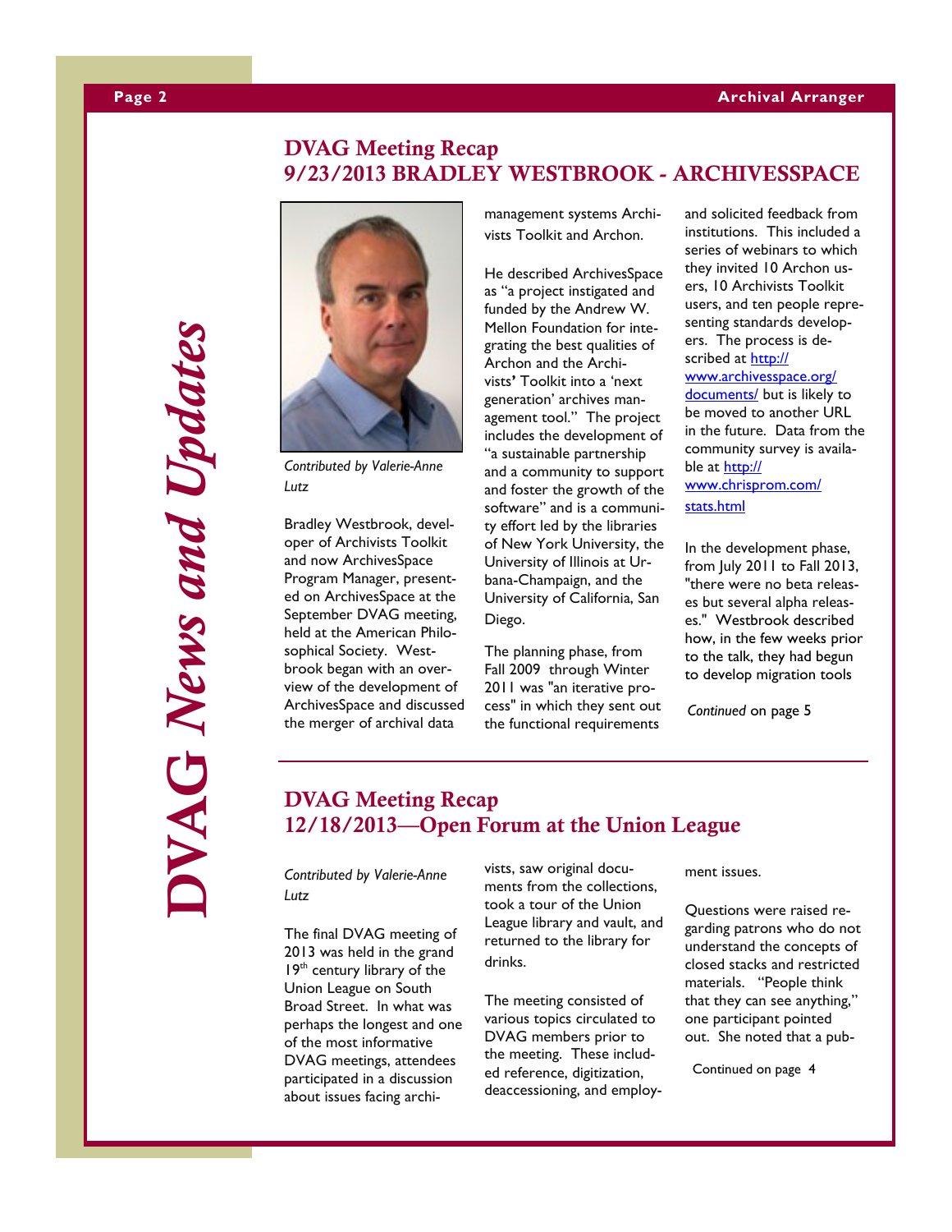## DVAG Meeting Recap
## 9/23/2013 BRADLEY WESTBROOK - ARCHIVESSPACE

*Contributed by Valerie-Anne Lutz*

Bradley Westbrook, developer of Archivists Toolkit and now ArchivesSpace Program Manager, presented on ArchivesSpace at the September DVAG meeting, held at the American Philosophical Society. Westbrook began with an overview of the development of ArchivesSpace and discussed the merger of archival data management systems Archivists Toolkit and Archon.

He described ArchivesSpace as "a project instigated and funded by the Andrew W. Mellon Foundation for integrating the best qualities of Archon and the Archivists' Toolkit into a 'next generation' archives management tool." The project includes the development of "a sustainable partnership and a community to support and foster the growth of the software" and is a community effort led by the libraries of New York University, the University of Illinois at Urbana-Champaign, and the University of California, San Diego.

The planning phase, from Fall 2009 through Winter 2011 was "an iterative process" in which they sent out the functional requirements and solicited feedback from institutions. This included a series of webinars to which they invited 10 Archon users, 10 Archivists Toolkit users, and ten people representing standards developers. The process is described at [http://www.archivesspace.org/documents/](http://www.archivesspace.org/documents/) but is likely to be moved to another URL in the future. Data from the community survey is available at [http://www.chrisprom.com/stats.html](http://www.chrisprom.com/stats.html)

In the development phase, from July 2011 to Fall 2013, "there were no beta releases but several alpha releases." Westbrook described how, in the few weeks prior to the talk, they had begun to develop migration tools

*Continued* on page 5

## DVAG Meeting Recap
## 12/18/2013—Open Forum at the Union League

*Contributed by Valerie-Anne Lutz*

The final DVAG meeting of 2013 was held in the grand 19th century library of the Union League on South Broad Street. In what was perhaps the longest and one of the most informative DVAG meetings, attendees participated in a discussion about issues facing archivists, saw original documents from the collections, took a tour of the Union League library and vault, and returned to the library for drinks.

The meeting consisted of various topics circulated to DVAG members prior to the meeting. These included reference, digitization, deaccessioning, and employment issues.

Questions were raised regarding patrons who do not understand the concepts of closed stacks and restricted materials. "People think that they can see anything," one participant pointed out. She noted that a pub-

Continued on page 4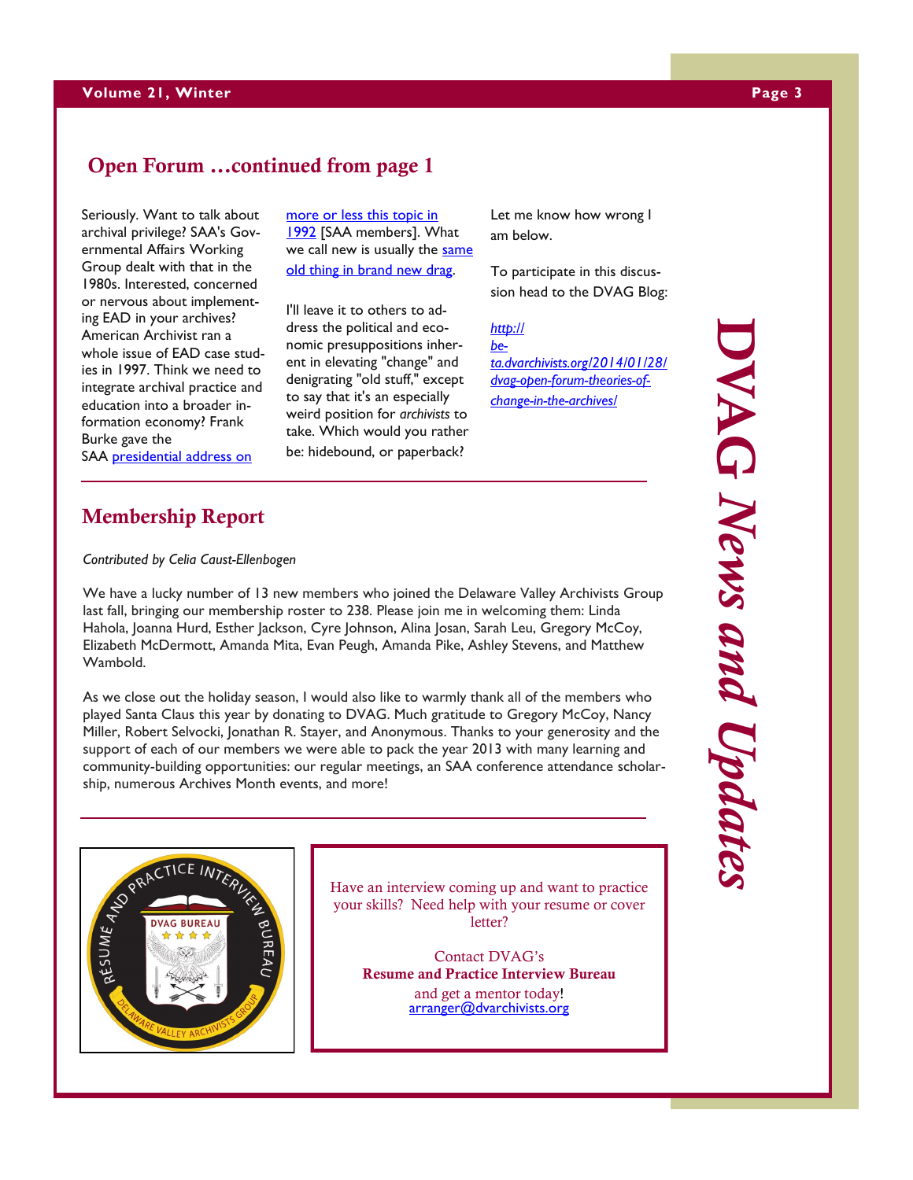## Open Forum …continued from page 1

Seriously. Want to talk about archival privilege? SAA's Governmental Affairs Working Group dealt with that in the 1980s. Interested, concerned or nervous about implementing EAD in your archives? American Archivist ran a whole issue of EAD case studies in 1997. Think we need to integrate archival practice and education into a broader information economy? Frank Burke gave the SAA presidential address on more or less this topic in 1992 [SAA members]. What we call new is usually the same old thing in brand new drag.

I'll leave it to others to address the political and economic presuppositions inherent in elevating "change" and denigrating "old stuff," except to say that it's an especially weird position for *archivists* to take. Which would you rather be: hidebound, or paperback?

Let me know how wrong I am below.

To participate in this discussion head to the DVAG Blog:

*http://beta.dvarchivists.org/2014/01/28/dvag-open-forum-theories-of-change-in-the-archives/*

## Membership Report

*Contributed by Celia Caust-Ellenbogen*

We have a lucky number of 13 new members who joined the Delaware Valley Archivists Group last fall, bringing our membership roster to 238. Please join me in welcoming them: Linda Hahola, Joanna Hurd, Esther Jackson, Cyre Johnson, Alina Josan, Sarah Leu, Gregory McCoy, Elizabeth McDermott, Amanda Mita, Evan Peugh, Amanda Pike, Ashley Stevens, and Matthew Wambold.

As we close out the holiday season, I would also like to warmly thank all of the members who played Santa Claus this year by donating to DVAG. Much gratitude to Gregory McCoy, Nancy Miller, Robert Selvocki, Jonathan R. Stayer, and Anonymous. Thanks to your generosity and the support of each of our members we were able to pack the year 2013 with many learning and community-building opportunities: our regular meetings, an SAA conference attendance scholarship, numerous Archives Month events, and more!

Have an interview coming up and want to practice your skills? Need help with your resume or cover letter?

Contact DVAG's
**Resume and Practice Interview Bureau**
and get a mentor today!
arranger@dvarchivists.org

DVAG News and Updates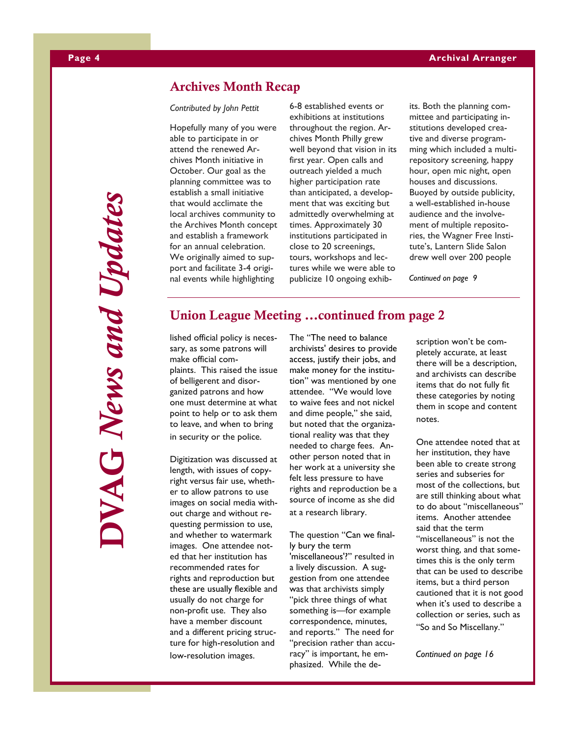## Archives Month Recap

*Contributed by John Pettit*

Hopefully many of you were able to participate in or attend the renewed Archives Month initiative in October. Our goal as the planning committee was to establish a small initiative that would acclimate the local archives community to the Archives Month concept and establish a framework for an annual celebration. We originally aimed to support and facilitate 3-4 original events while highlighting 6-8 established events or exhibitions at institutions throughout the region. Archives Month Philly grew well beyond that vision in its first year. Open calls and outreach yielded a much higher participation rate than anticipated, a development that was exciting but admittedly overwhelming at times. Approximately 30 institutions participated in close to 20 screenings, tours, workshops and lectures while we were able to publicize 10 ongoing exhibits. Both the planning committee and participating institutions developed creative and diverse programming which included a multi-repository screening, happy hour, open mic night, open houses and discussions. Buoyed by outside publicity, a well-established in-house audience and the involvement of multiple repositories, the Wagner Free Institute's, Lantern Slide Salon drew well over 200 people

*Continued on page 9*

## Union League Meeting …continued from page 2

lished official policy is necessary, as some patrons will make official complaints. This raised the issue of belligerent and disorganized patrons and how one must determine at what point to help or to ask them to leave, and when to bring in security or the police.

Digitization was discussed at length, with issues of copyright versus fair use, whether to allow patrons to use images on social media without charge and without requesting permission to use, and whether to watermark images. One attendee noted that her institution has recommended rates for rights and reproduction but these are usually flexible and usually do not charge for non-profit use. They also have a member discount and a different pricing structure for high-resolution and low-resolution images.

The "The need to balance archivists' desires to provide access, justify their jobs, and make money for the institution" was mentioned by one attendee. "We would love to waive fees and not nickel and dime people," she said, but noted that the organizational reality was that they needed to charge fees. Another person noted that in her work at a university she felt less pressure to have rights and reproduction be a source of income as she did at a research library.

The question "Can we finally bury the term 'miscellaneous'?" resulted in a lively discussion. A suggestion from one attendee was that archivists simply "pick three things of what something is—for example correspondence, minutes, and reports." The need for "precision rather than accuracy" is important, he emphasized. While the description won't be completely accurate, at least there will be a description, and archivists can describe items that do not fully fit these categories by noting them in scope and content notes.

One attendee noted that at her institution, they have been able to create strong series and subseries for most of the collections, but are still thinking about what to do about "miscellaneous" items. Another attendee said that the term "miscellaneous" is not the worst thing, and that sometimes this is the only term that can be used to describe items, but a third person cautioned that it is not good when it's used to describe a collection or series, such as "So and So Miscellany."

*Continued on page 16*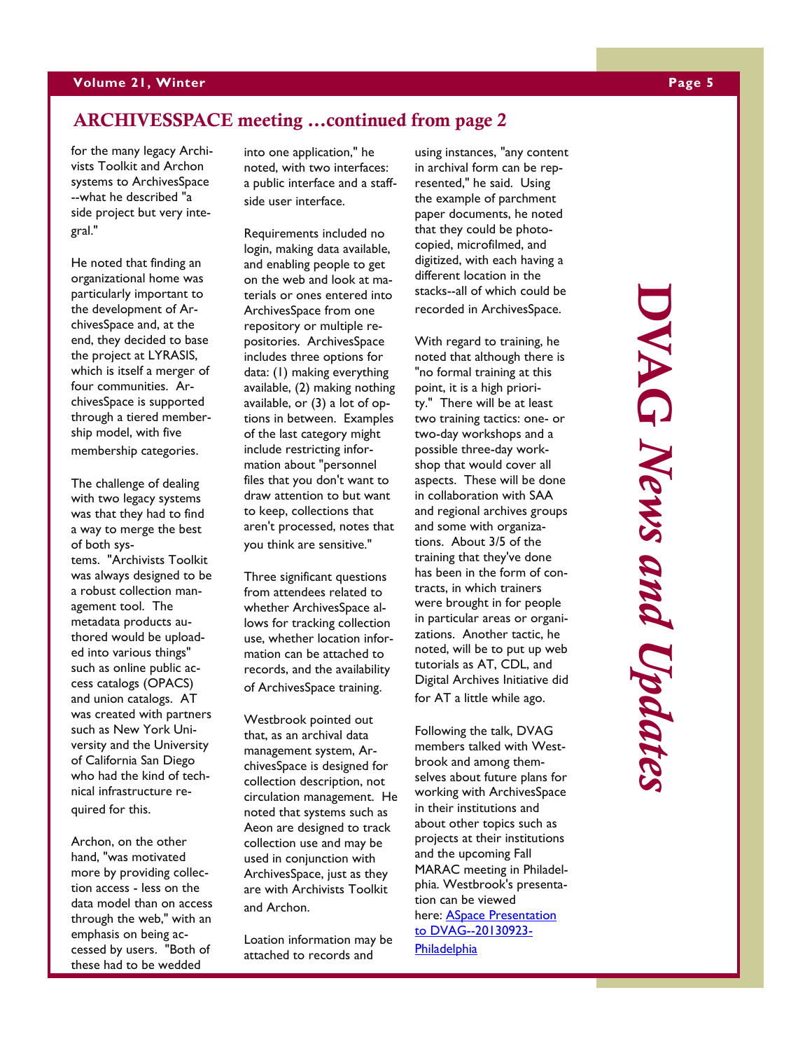## ARCHIVESSPACE meeting …continued from page 2

for the many legacy Archivists Toolkit and Archon systems to ArchivesSpace --what he described "a side project but very integral."

He noted that finding an organizational home was particularly important to the development of ArchivesSpace and, at the end, they decided to base the project at LYRASIS, which is itself a merger of four communities. ArchivesSpace is supported through a tiered membership model, with five membership categories.

The challenge of dealing with two legacy systems was that they had to find a way to merge the best of both systems. "Archivists Toolkit was always designed to be a robust collection management tool. The metadata products authored would be uploaded into various things" such as online public access catalogs (OPACS) and union catalogs. AT was created with partners such as New York University and the University of California San Diego who had the kind of technical infrastructure required for this.

Archon, on the other hand, "was motivated more by providing collection access - less on the data model than on access through the web," with an emphasis on being accessed by users. "Both of these had to be wedded into one application," he noted, with two interfaces: a public interface and a staff-side user interface.

Requirements included no login, making data available, and enabling people to get on the web and look at materials or ones entered into ArchivesSpace from one repository or multiple repositories. ArchivesSpace includes three options for data: (1) making everything available, (2) making nothing available, or (3) a lot of options in between. Examples of the last category might include restricting information about "personnel files that you don't want to draw attention to but want to keep, collections that aren't processed, notes that you think are sensitive."

Three significant questions from attendees related to whether ArchivesSpace allows for tracking collection use, whether location information can be attached to records, and the availability of ArchivesSpace training.

Westbrook pointed out that, as an archival data management system, ArchivesSpace is designed for collection description, not circulation management. He noted that systems such as Aeon are designed to track collection use and may be used in conjunction with ArchivesSpace, just as they are with Archivists Toolkit and Archon.

Loation information may be attached to records and using instances, "any content in archival form can be represented," he said. Using the example of parchment paper documents, he noted that they could be photocopied, microfilmed, and digitized, with each having a different location in the stacks--all of which could be recorded in ArchivesSpace.

With regard to training, he noted that although there is "no formal training at this point, it is a high priority." There will be at least two training tactics: one- or two-day workshops and a possible three-day workshop that would cover all aspects. These will be done in collaboration with SAA and regional archives groups and some with organizations. About 3/5 of the training that they've done has been in the form of contracts, in which trainers were brought in for people in particular areas or organizations. Another tactic, he noted, will be to put up web tutorials as AT, CDL, and Digital Archives Initiative did for AT a little while ago.

Following the talk, DVAG members talked with Westbrook and among themselves about future plans for working with ArchivesSpace in their institutions and about other topics such as projects at their institutions and the upcoming Fall MARAC meeting in Philadelphia. Westbrook's presentation can be viewed here: [ASpace Presentation to DVAG--20130923-Philadelphia]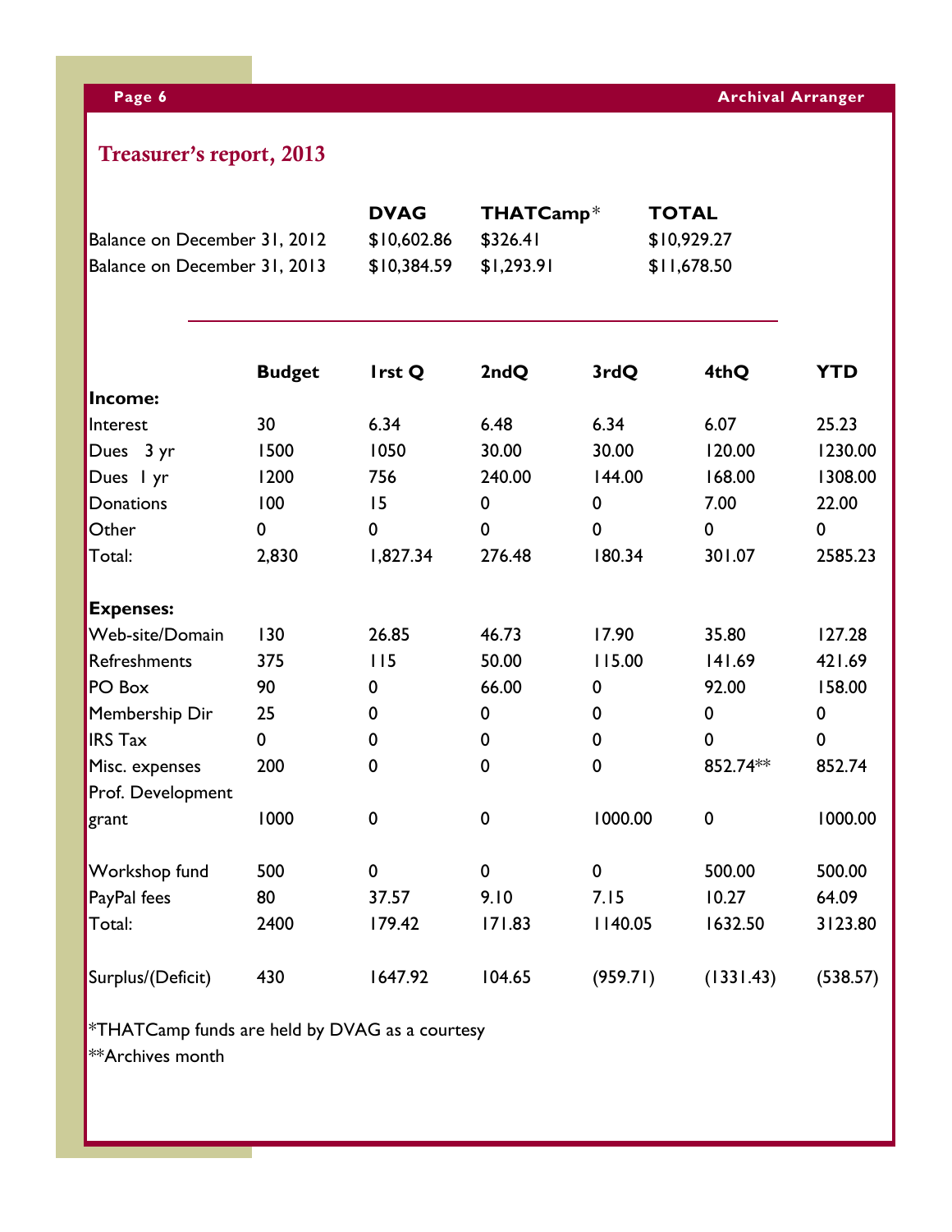## Treasurer's report, 2013

| | DVAG | THATCamp* | TOTAL |
|---|---|---|---|
| Balance on December 31, 2012 | $10,602.86 | $326.41 | $10,929.27 |
| Balance on December 31, 2013 | $10,384.59 | $1,293.91 | $11,678.50 |

| | Budget | Irst Q | 2ndQ | 3rdQ | 4thQ | YTD |
|---|---|---|---|---|---|---|
| **Income:** | | | | | | |
| Interest | 30 | 6.34 | 6.48 | 6.34 | 6.07 | 25.23 |
| Dues 3 yr | 1500 | 1050 | 30.00 | 30.00 | 120.00 | 1230.00 |
| Dues 1 yr | 1200 | 756 | 240.00 | 144.00 | 168.00 | 1308.00 |
| Donations | 100 | 15 | 0 | 0 | 7.00 | 22.00 |
| Other | 0 | 0 | 0 | 0 | 0 | 0 |
| Total: | 2,830 | 1,827.34 | 276.48 | 180.34 | 301.07 | 2585.23 |
| **Expenses:** | | | | | | |
| Web-site/Domain | 130 | 26.85 | 46.73 | 17.90 | 35.80 | 127.28 |
| Refreshments | 375 | 115 | 50.00 | 115.00 | 141.69 | 421.69 |
| PO Box | 90 | 0 | 66.00 | 0 | 92.00 | 158.00 |
| Membership Dir | 25 | 0 | 0 | 0 | 0 | 0 |
| IRS Tax | 0 | 0 | 0 | 0 | 0 | 0 |
| Misc. expenses | 200 | 0 | 0 | 0 | 852.74** | 852.74 |
| Prof. Development grant | 1000 | 0 | 0 | 1000.00 | 0 | 1000.00 |
| Workshop fund | 500 | 0 | 0 | 0 | 500.00 | 500.00 |
| PayPal fees | 80 | 37.57 | 9.10 | 7.15 | 10.27 | 64.09 |
| Total: | 2400 | 179.42 | 171.83 | 1140.05 | 1632.50 | 3123.80 |
| Surplus/(Deficit) | 430 | 1647.92 | 104.65 | (959.71) | (1331.43) | (538.57) |

*THATCamp funds are held by DVAG as a courtesy

**Archives month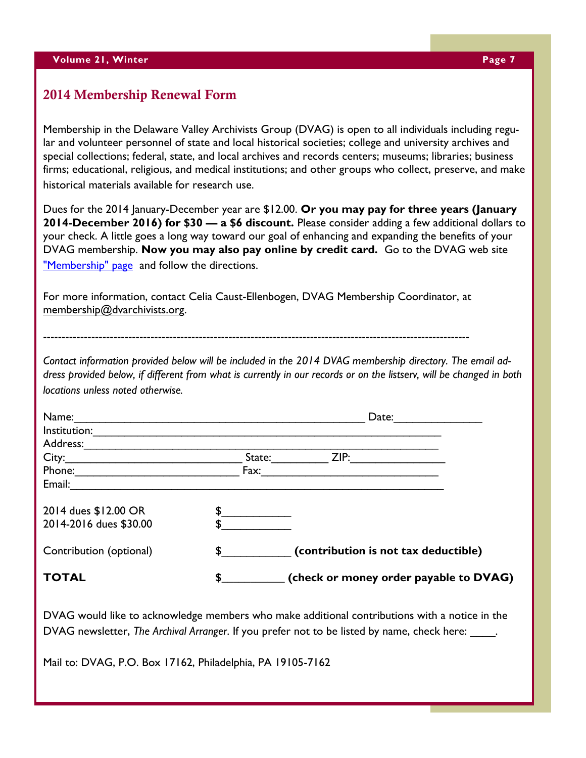## 2014 Membership Renewal Form

Membership in the Delaware Valley Archivists Group (DVAG) is open to all individuals including regular and volunteer personnel of state and local historical societies; college and university archives and special collections; federal, state, and local archives and records centers; museums; libraries; business firms; educational, religious, and medical institutions; and other groups who collect, preserve, and make historical materials available for research use.

Dues for the 2014 January-December year are $12.00. **Or you may pay for three years (January 2014-December 2016) for $30 — a $6 discount.** Please consider adding a few additional dollars to your check. A little goes a long way toward our goal of enhancing and expanding the benefits of your DVAG membership. **Now you may also pay online by credit card.** Go to the DVAG web site "Membership" page and follow the directions.

For more information, contact Celia Caust-Ellenbogen, DVAG Membership Coordinator, at membership@dvarchivists.org.

---

*Contact information provided below will be included in the 2014 DVAG membership directory. The email address provided below, if different from what is currently in our records or on the listserv, will be changed in both locations unless noted otherwise.*

Name:_______________________________________________ Date:______________

Institution:_______________________________________________________

Address:_________________________________________________________

City:____________________________ State:_________ ZIP:_______________

Phone:__________________________ Fax:____________________________

Email:____________________________________________________________

2014 dues $12.00 OR $___________

2014-2016 dues $30.00 $___________

Contribution (optional) $___________ **(contribution is not tax deductible)**

**TOTAL** $__________ **(check or money order payable to DVAG)**

DVAG would like to acknowledge members who make additional contributions with a notice in the DVAG newsletter, *The Archival Arranger*. If you prefer not to be listed by name, check here: ____.

Mail to: DVAG, P.O. Box 17162, Philadelphia, PA 19105-7162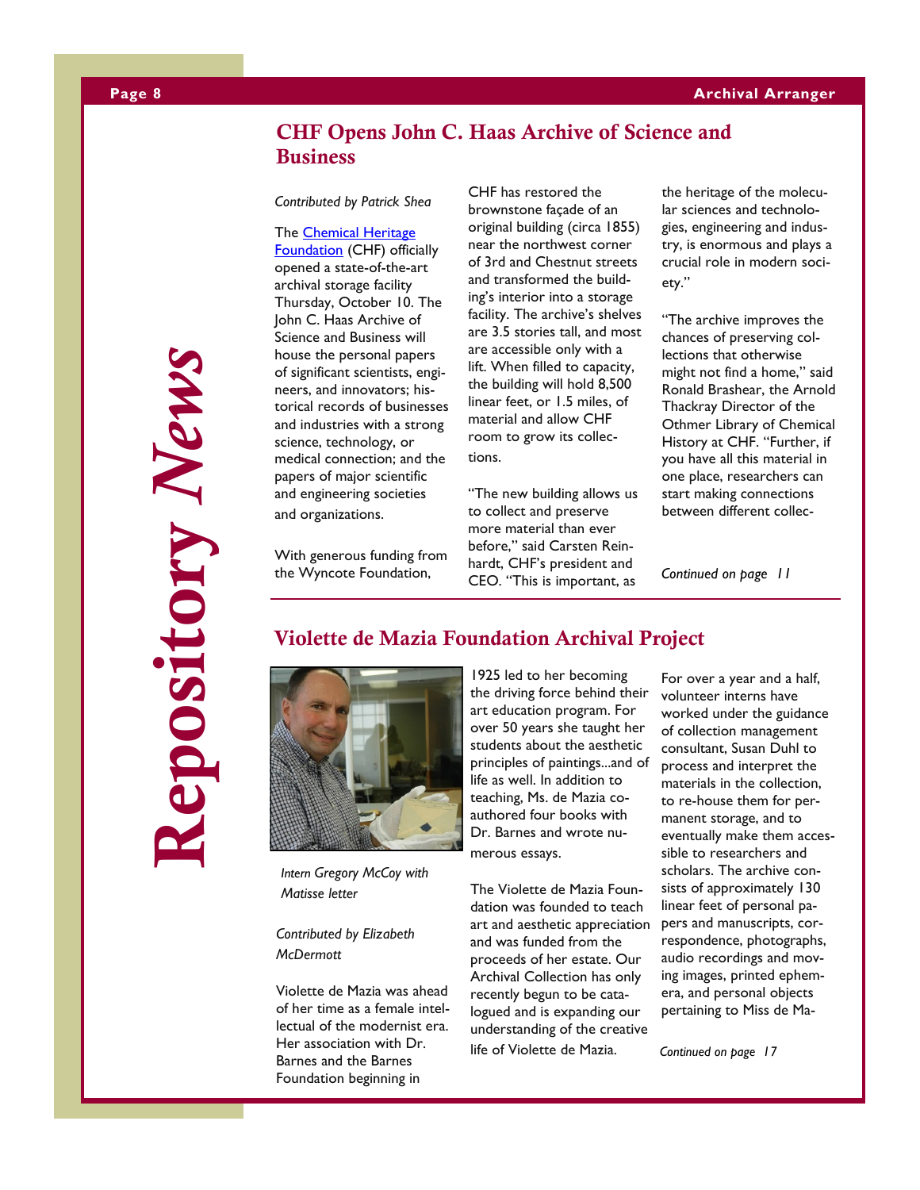## CHF Opens John C. Haas Archive of Science and Business

*Contributed by Patrick Shea*

The [Chemical Heritage Foundation](#) (CHF) officially opened a state-of-the-art archival storage facility Thursday, October 10. The John C. Haas Archive of Science and Business will house the personal papers of significant scientists, engineers, and innovators; historical records of businesses and industries with a strong science, technology, or medical connection; and the papers of major scientific and engineering societies and organizations.

With generous funding from the Wyncote Foundation, CHF has restored the brownstone façade of an original building (circa 1855) near the northwest corner of 3rd and Chestnut streets and transformed the building's interior into a storage facility. The archive's shelves are 3.5 stories tall, and most are accessible only with a lift. When filled to capacity, the building will hold 8,500 linear feet, or 1.5 miles, of material and allow CHF room to grow its collections.

"The new building allows us to collect and preserve more material than ever before," said Carsten Reinhardt, CHF's president and CEO. "This is important, as the heritage of the molecular sciences and technologies, engineering and industry, is enormous and plays a crucial role in modern society."

"The archive improves the chances of preserving collections that otherwise might not find a home," said Ronald Brashear, the Arnold Thackray Director of the Othmer Library of Chemical History at CHF. "Further, if you have all this material in one place, researchers can start making connections between different collec-

*Continued on page 11*

## Violette de Mazia Foundation Archival Project

*Intern Gregory McCoy with Matisse letter*

*Contributed by Elizabeth McDermott*

Violette de Mazia was ahead of her time as a female intellectual of the modernist era. Her association with Dr. Barnes and the Barnes Foundation beginning in 1925 led to her becoming the driving force behind their art education program. For over 50 years she taught her students about the aesthetic principles of paintings...and of life as well. In addition to teaching, Ms. de Mazia co-authored four books with Dr. Barnes and wrote numerous essays.

The Violette de Mazia Foundation was founded to teach art and aesthetic appreciation and was funded from the proceeds of her estate. Our Archival Collection has only recently begun to be catalogued and is expanding our understanding of the creative life of Violette de Mazia.

For over a year and a half, volunteer interns have worked under the guidance of collection management consultant, Susan Duhl to process and interpret the materials in the collection, to re-house them for permanent storage, and to eventually make them accessible to researchers and scholars. The archive consists of approximately 130 linear feet of personal papers and manuscripts, correspondence, photographs, audio recordings and moving images, printed ephemera, and personal objects pertaining to Miss de Ma-

*Continued on page 17*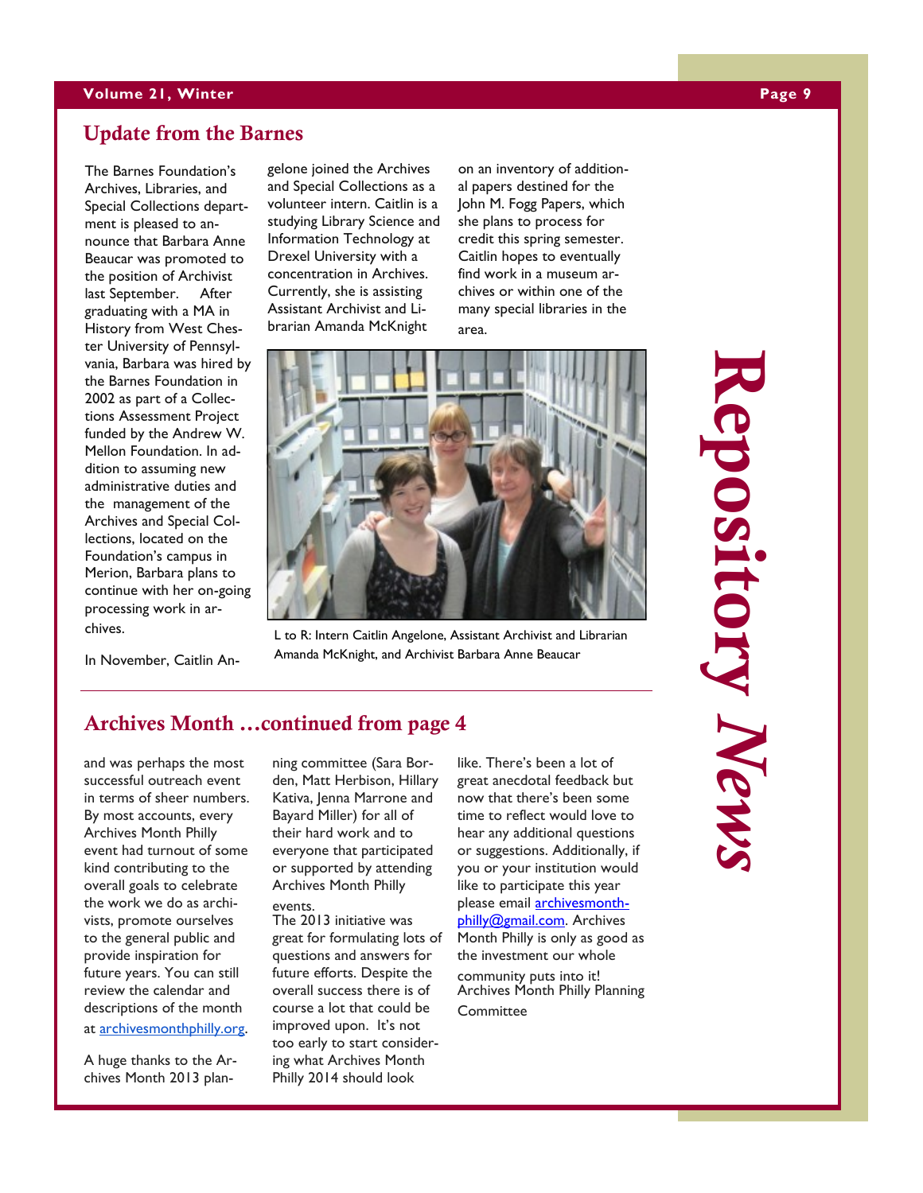## Update from the Barnes

The Barnes Foundation's Archives, Libraries, and Special Collections department is pleased to announce that Barbara Anne Beaucar was promoted to the position of Archivist last September. After graduating with a MA in History from West Chester University of Pennsylvania, Barbara was hired by the Barnes Foundation in 2002 as part of a Collections Assessment Project funded by the Andrew W. Mellon Foundation. In addition to assuming new administrative duties and the management of the Archives and Special Collections, located on the Foundation's campus in Merion, Barbara plans to continue with her on-going processing work in archives.

In November, Caitlin Angelone joined the Archives and Special Collections as a volunteer intern. Caitlin is a studying Library Science and Information Technology at Drexel University with a concentration in Archives. Currently, she is assisting Assistant Archivist and Librarian Amanda McKnight on an inventory of additional papers destined for the John M. Fogg Papers, which she plans to process for credit this spring semester. Caitlin hopes to eventually find work in a museum archives or within one of the many special libraries in the area.

L to R: Intern Caitlin Angelone, Assistant Archivist and Librarian Amanda McKnight, and Archivist Barbara Anne Beaucar

## Archives Month …continued from page 4

and was perhaps the most successful outreach event in terms of sheer numbers. By most accounts, every Archives Month Philly event had turnout of some kind contributing to the overall goals to celebrate the work we do as archivists, promote ourselves to the general public and provide inspiration for future years. You can still review the calendar and descriptions of the month at archivesmonthphilly.org.

A huge thanks to the Archives Month 2013 planning committee (Sara Borden, Matt Herbison, Hillary Kativa, Jenna Marrone and Bayard Miller) for all of their hard work and to everyone that participated or supported by attending Archives Month Philly events.

The 2013 initiative was great for formulating lots of questions and answers for future efforts. Despite the overall success there is of course a lot that could be improved upon. It's not too early to start considering what Archives Month Philly 2014 should look like. There's been a lot of great anecdotal feedback but now that there's been some time to reflect would love to hear any additional questions or suggestions. Additionally, if you or your institution would like to participate this year please email archivesmonthphilly@gmail.com. Archives Month Philly is only as good as the investment our whole community puts into it!

Archives Month Philly Planning Committee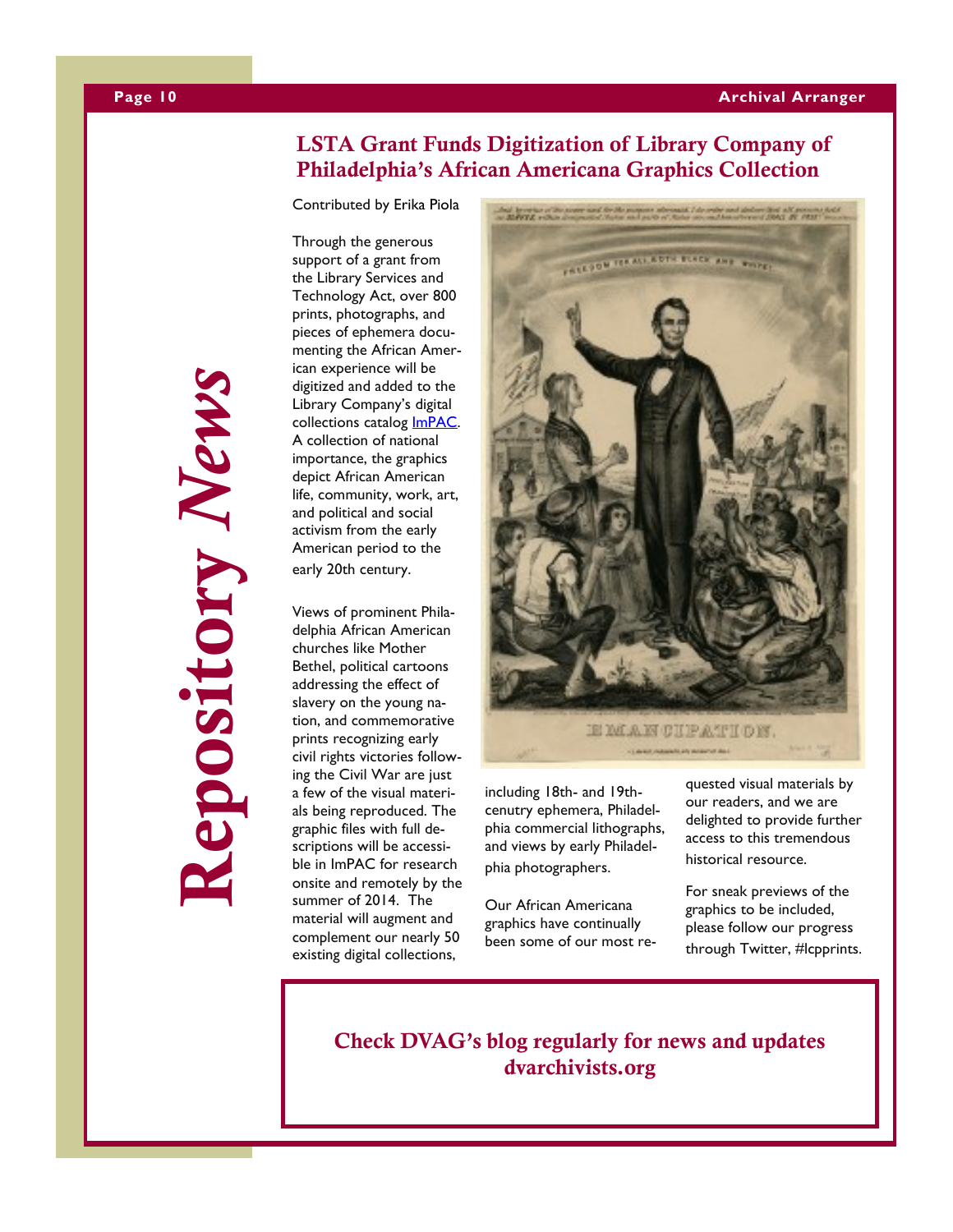*Repository News*

## LSTA Grant Funds Digitization of Library Company of Philadelphia's African Americana Graphics Collection

Contributed by Erika Piola

Through the generous support of a grant from the Library Services and Technology Act, over 800 prints, photographs, and pieces of ephemera documenting the African American experience will be digitized and added to the Library Company's digital collections catalog [ImPAC](). A collection of national importance, the graphics depict African American life, community, work, art, and political and social activism from the early American period to the early 20th century.

Views of prominent Philadelphia African American churches like Mother Bethel, political cartoons addressing the effect of slavery on the young nation, and commemorative prints recognizing early civil rights victories following the Civil War are just a few of the visual materials being reproduced. The graphic files with full descriptions will be accessible in ImPAC for research onsite and remotely by the summer of 2014. The material will augment and complement our nearly 50 existing digital collections, including 18th- and 19th-cenutry ephemera, Philadelphia commercial lithographs, and views by early Philadelphia photographers.

Our African Americana graphics have continually been some of our most requested visual materials by our readers, and we are delighted to provide further access to this tremendous historical resource.

For sneak previews of the graphics to be included, please follow our progress through Twitter, #lcpprints.

**Check DVAG's blog regularly for news and updates**
**dvarchivists.org**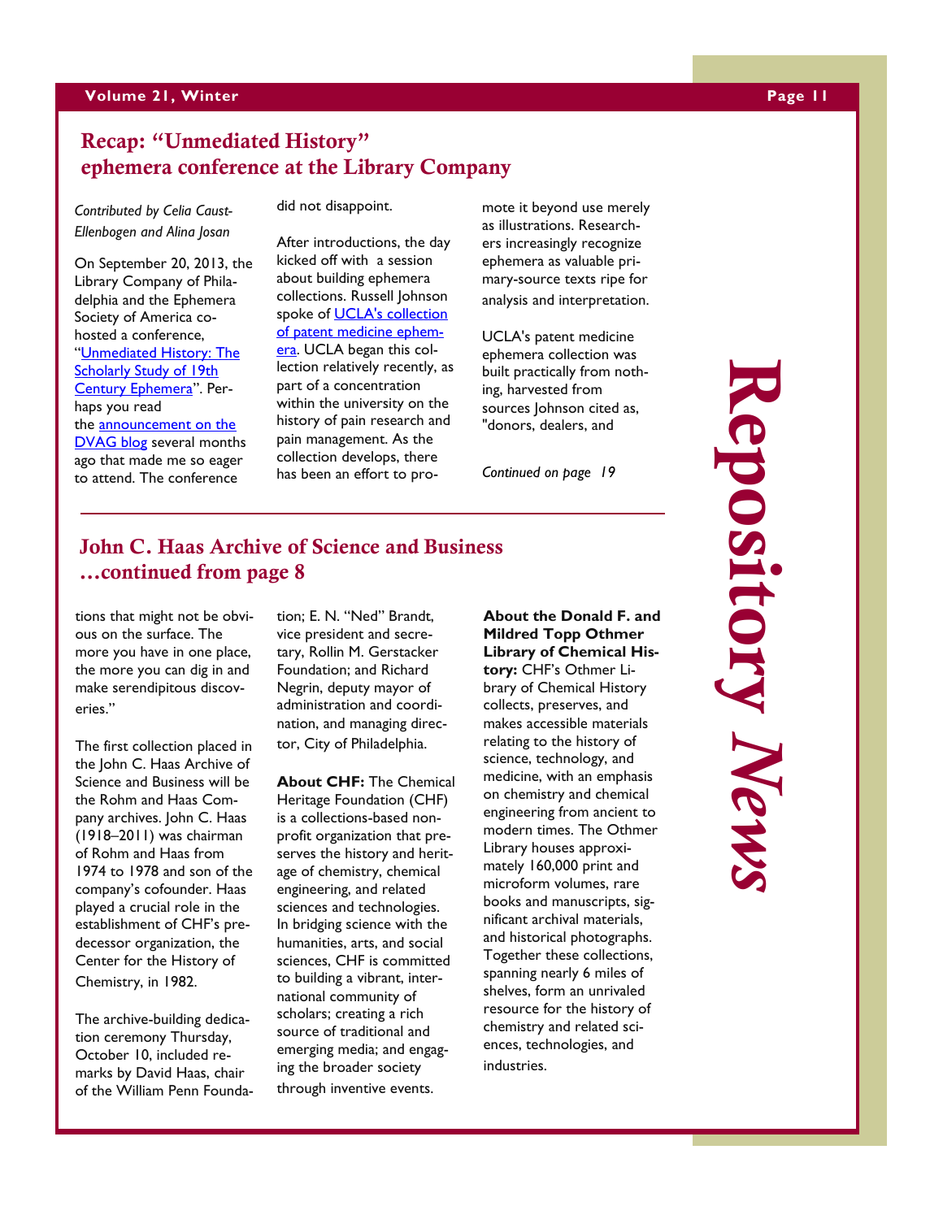## Recap: "Unmediated History" ephemera conference at the Library Company

*Contributed by Celia Caust-Ellenbogen and Alina Josan*

On September 20, 2013, the Library Company of Philadelphia and the Ephemera Society of America co-hosted a conference, "Unmediated History: The Scholarly Study of 19th Century Ephemera". Perhaps you read the announcement on the DVAG blog several months ago that made me so eager to attend. The conference did not disappoint.

After introductions, the day kicked off with a session about building ephemera collections. Russell Johnson spoke of UCLA's collection of patent medicine ephemera. UCLA began this collection relatively recently, as part of a concentration within the university on the history of pain research and pain management. As the collection develops, there has been an effort to promote it beyond use merely as illustrations. Researchers increasingly recognize ephemera as valuable primary-source texts ripe for analysis and interpretation.

UCLA's patent medicine ephemera collection was built practically from nothing, harvested from sources Johnson cited as, "donors, dealers, and

*Continued on page 19*

## John C. Haas Archive of Science and Business …continued from page 8

tions that might not be obvious on the surface. The more you have in one place, the more you can dig in and make serendipitous discoveries."

The first collection placed in the John C. Haas Archive of Science and Business will be the Rohm and Haas Company archives. John C. Haas (1918–2011) was chairman of Rohm and Haas from 1974 to 1978 and son of the company's cofounder. Haas played a crucial role in the establishment of CHF's predecessor organization, the Center for the History of Chemistry, in 1982.

The archive-building dedication ceremony Thursday, October 10, included remarks by David Haas, chair of the William Penn Foundation; E. N. "Ned" Brandt, vice president and secretary, Rollin M. Gerstacker Foundation; and Richard Negrin, deputy mayor of administration and coordination, and managing director, City of Philadelphia.

**About CHF:** The Chemical Heritage Foundation (CHF) is a collections-based nonprofit organization that preserves the history and heritage of chemistry, chemical engineering, and related sciences and technologies. In bridging science with the humanities, arts, and social sciences, CHF is committed to building a vibrant, international community of scholars; creating a rich source of traditional and emerging media; and engaging the broader society through inventive events.

**About the Donald F. and Mildred Topp Othmer Library of Chemical History:** CHF's Othmer Library of Chemical History collects, preserves, and makes accessible materials relating to the history of science, technology, and medicine, with an emphasis on chemistry and chemical engineering from ancient to modern times. The Othmer Library houses approximately 160,000 print and microform volumes, rare books and manuscripts, significant archival materials, and historical photographs. Together these collections, spanning nearly 6 miles of shelves, form an unrivaled resource for the history of chemistry and related sciences, technologies, and industries.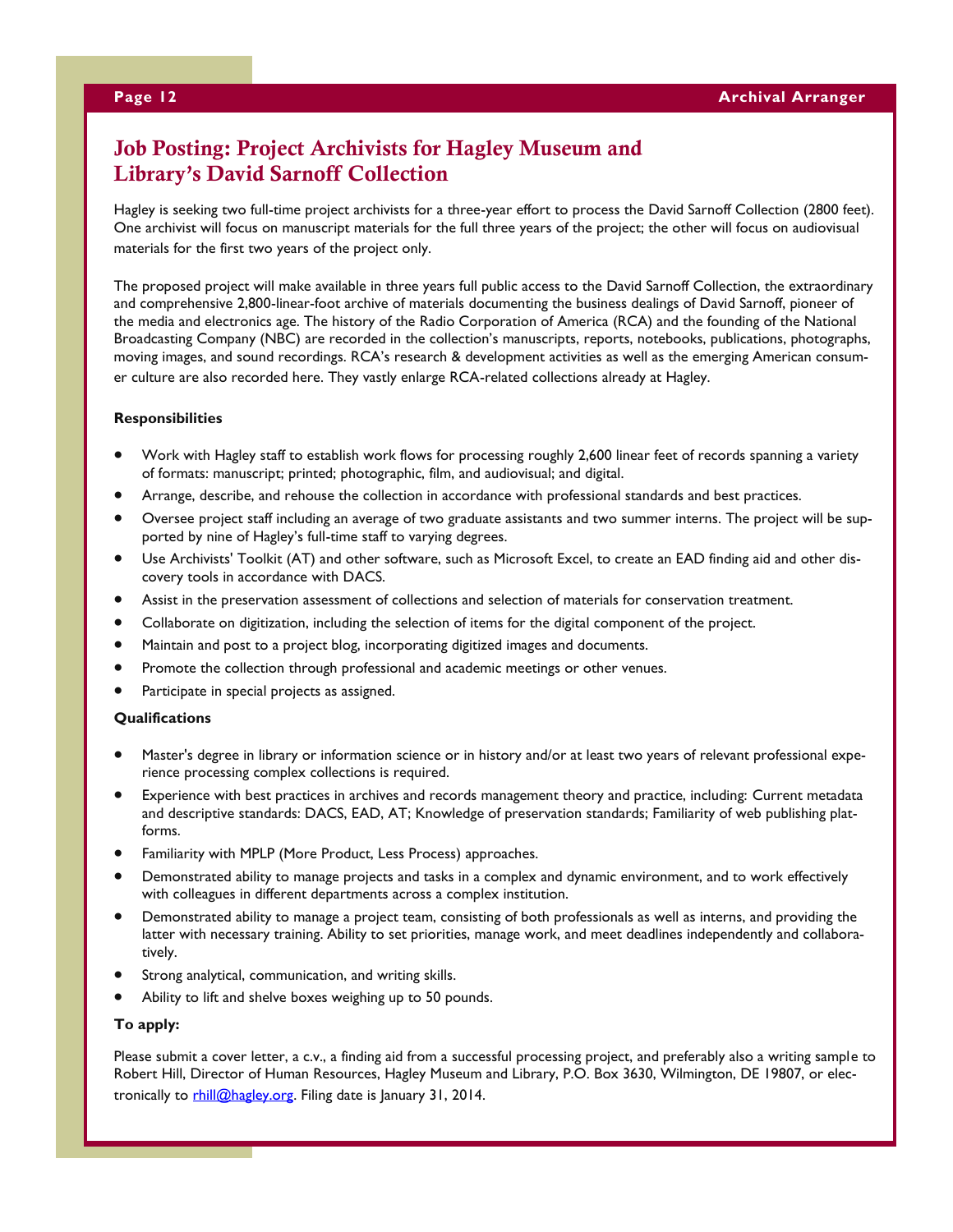## Job Posting: Project Archivists for Hagley Museum and Library's David Sarnoff Collection

Hagley is seeking two full-time project archivists for a three-year effort to process the David Sarnoff Collection (2800 feet). One archivist will focus on manuscript materials for the full three years of the project; the other will focus on audiovisual materials for the first two years of the project only.

The proposed project will make available in three years full public access to the David Sarnoff Collection, the extraordinary and comprehensive 2,800-linear-foot archive of materials documenting the business dealings of David Sarnoff, pioneer of the media and electronics age. The history of the Radio Corporation of America (RCA) and the founding of the National Broadcasting Company (NBC) are recorded in the collection's manuscripts, reports, notebooks, publications, photographs, moving images, and sound recordings. RCA's research & development activities as well as the emerging American consumer culture are also recorded here. They vastly enlarge RCA-related collections already at Hagley.

**Responsibilities**

- Work with Hagley staff to establish work flows for processing roughly 2,600 linear feet of records spanning a variety of formats: manuscript; printed; photographic, film, and audiovisual; and digital.
- Arrange, describe, and rehouse the collection in accordance with professional standards and best practices.
- Oversee project staff including an average of two graduate assistants and two summer interns. The project will be supported by nine of Hagley's full-time staff to varying degrees.
- Use Archivists' Toolkit (AT) and other software, such as Microsoft Excel, to create an EAD finding aid and other discovery tools in accordance with DACS.
- Assist in the preservation assessment of collections and selection of materials for conservation treatment.
- Collaborate on digitization, including the selection of items for the digital component of the project.
- Maintain and post to a project blog, incorporating digitized images and documents.
- Promote the collection through professional and academic meetings or other venues.
- Participate in special projects as assigned.

**Qualifications**

- Master's degree in library or information science or in history and/or at least two years of relevant professional experience processing complex collections is required.
- Experience with best practices in archives and records management theory and practice, including: Current metadata and descriptive standards: DACS, EAD, AT; Knowledge of preservation standards; Familiarity of web publishing platforms.
- Familiarity with MPLP (More Product, Less Process) approaches.
- Demonstrated ability to manage projects and tasks in a complex and dynamic environment, and to work effectively with colleagues in different departments across a complex institution.
- Demonstrated ability to manage a project team, consisting of both professionals as well as interns, and providing the latter with necessary training. Ability to set priorities, manage work, and meet deadlines independently and collaboratively.
- Strong analytical, communication, and writing skills.
- Ability to lift and shelve boxes weighing up to 50 pounds.

**To apply:**

Please submit a cover letter, a c.v., a finding aid from a successful processing project, and preferably also a writing sample to Robert Hill, Director of Human Resources, Hagley Museum and Library, P.O. Box 3630, Wilmington, DE 19807, or electronically to rhill@hagley.org. Filing date is January 31, 2014.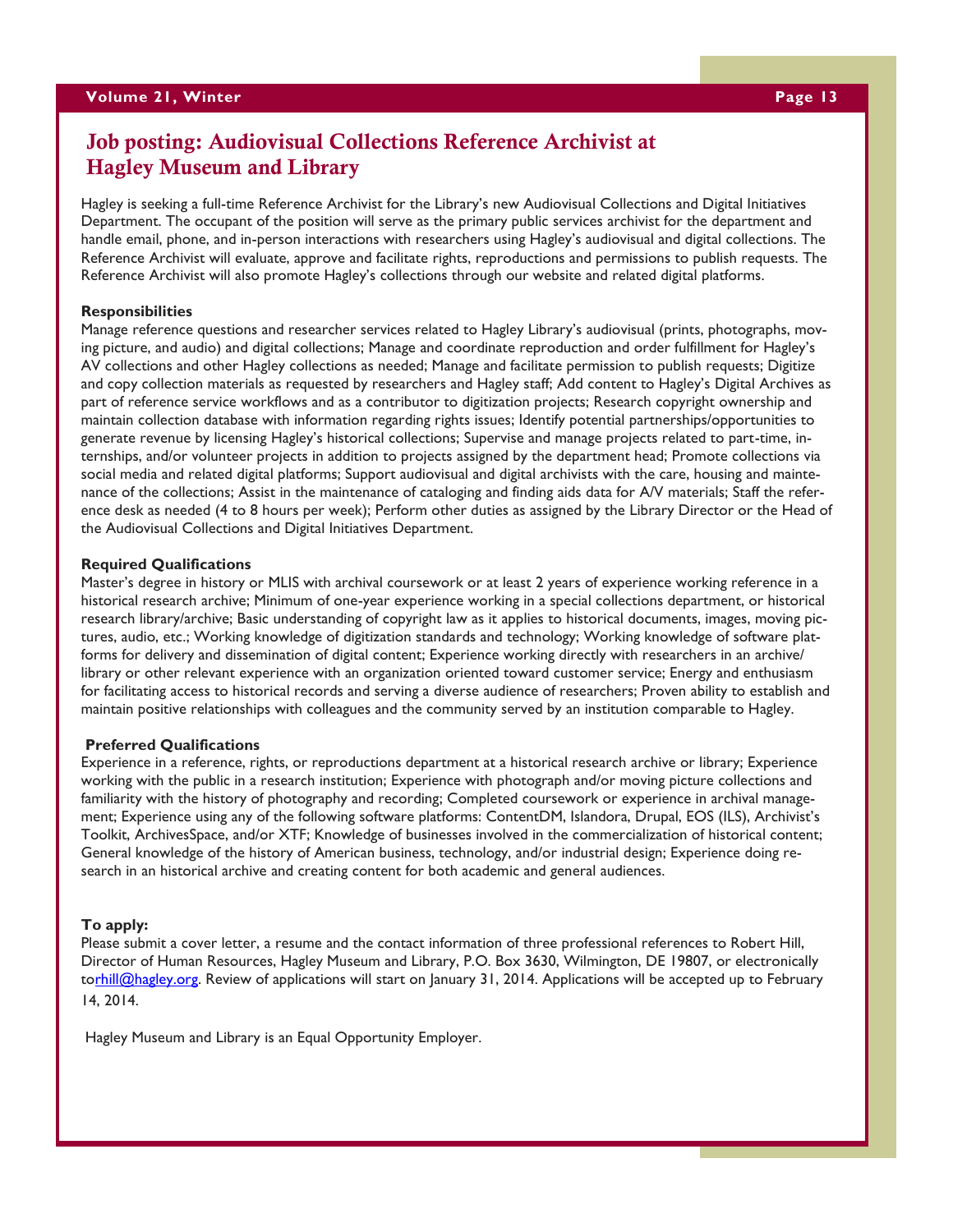## Job posting: Audiovisual Collections Reference Archivist at Hagley Museum and Library

Hagley is seeking a full-time Reference Archivist for the Library's new Audiovisual Collections and Digital Initiatives Department. The occupant of the position will serve as the primary public services archivist for the department and handle email, phone, and in-person interactions with researchers using Hagley's audiovisual and digital collections. The Reference Archivist will evaluate, approve and facilitate rights, reproductions and permissions to publish requests. The Reference Archivist will also promote Hagley's collections through our website and related digital platforms.

**Responsibilities**

Manage reference questions and researcher services related to Hagley Library's audiovisual (prints, photographs, moving picture, and audio) and digital collections; Manage and coordinate reproduction and order fulfillment for Hagley's AV collections and other Hagley collections as needed; Manage and facilitate permission to publish requests; Digitize and copy collection materials as requested by researchers and Hagley staff; Add content to Hagley's Digital Archives as part of reference service workflows and as a contributor to digitization projects; Research copyright ownership and maintain collection database with information regarding rights issues; Identify potential partnerships/opportunities to generate revenue by licensing Hagley's historical collections; Supervise and manage projects related to part-time, internships, and/or volunteer projects in addition to projects assigned by the department head; Promote collections via social media and related digital platforms; Support audiovisual and digital archivists with the care, housing and maintenance of the collections; Assist in the maintenance of cataloging and finding aids data for A/V materials; Staff the reference desk as needed (4 to 8 hours per week); Perform other duties as assigned by the Library Director or the Head of the Audiovisual Collections and Digital Initiatives Department.

**Required Qualifications**

Master's degree in history or MLIS with archival coursework or at least 2 years of experience working reference in a historical research archive; Minimum of one-year experience working in a special collections department, or historical research library/archive; Basic understanding of copyright law as it applies to historical documents, images, moving pictures, audio, etc.; Working knowledge of digitization standards and technology; Working knowledge of software platforms for delivery and dissemination of digital content; Experience working directly with researchers in an archive/library or other relevant experience with an organization oriented toward customer service; Energy and enthusiasm for facilitating access to historical records and serving a diverse audience of researchers; Proven ability to establish and maintain positive relationships with colleagues and the community served by an institution comparable to Hagley.

**Preferred Qualifications**

Experience in a reference, rights, or reproductions department at a historical research archive or library; Experience working with the public in a research institution; Experience with photograph and/or moving picture collections and familiarity with the history of photography and recording; Completed coursework or experience in archival management; Experience using any of the following software platforms: ContentDM, Islandora, Drupal, EOS (ILS), Archivist's Toolkit, ArchivesSpace, and/or XTF; Knowledge of businesses involved in the commercialization of historical content; General knowledge of the history of American business, technology, and/or industrial design; Experience doing research in an historical archive and creating content for both academic and general audiences.

**To apply:**

Please submit a cover letter, a resume and the contact information of three professional references to Robert Hill, Director of Human Resources, Hagley Museum and Library, P.O. Box 3630, Wilmington, DE 19807, or electronically to rhill@hagley.org. Review of applications will start on January 31, 2014. Applications will be accepted up to February 14, 2014.

Hagley Museum and Library is an Equal Opportunity Employer.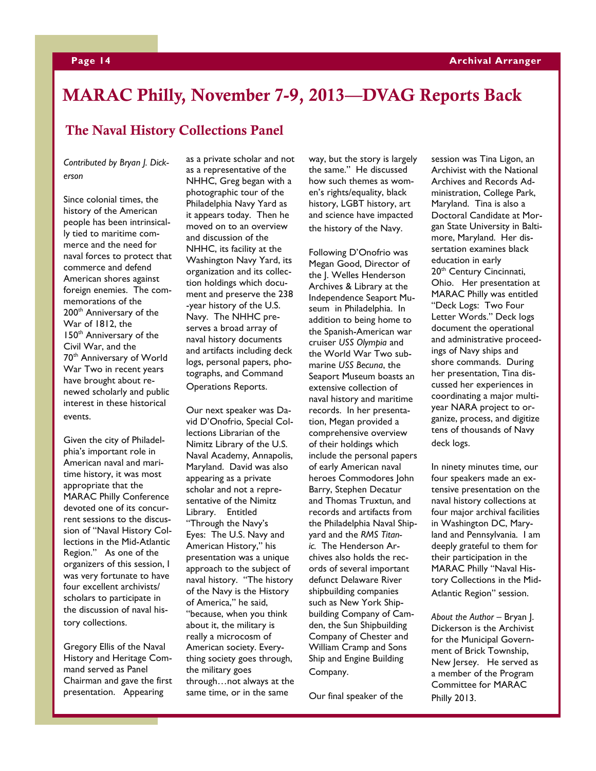# MARAC Philly, November 7-9, 2013—DVAG Reports Back

## The Naval History Collections Panel

*Contributed by Bryan J. Dickerson*

Since colonial times, the history of the American people has been intrinsically tied to maritime commerce and the need for naval forces to protect that commerce and defend American shores against foreign enemies. The commemorations of the 200th Anniversary of the War of 1812, the 150th Anniversary of the Civil War, and the 70th Anniversary of World War Two in recent years have brought about renewed scholarly and public interest in these historical events.

Given the city of Philadelphia's important role in American naval and maritime history, it was most appropriate that the MARAC Philly Conference devoted one of its concurrent sessions to the discussion of "Naval History Collections in the Mid-Atlantic Region." As one of the organizers of this session, I was very fortunate to have four excellent archivists/scholars to participate in the discussion of naval history collections.

Gregory Ellis of the Naval History and Heritage Command served as Panel Chairman and gave the first presentation. Appearing as a private scholar and not as a representative of the NHHC, Greg began with a photographic tour of the Philadelphia Navy Yard as it appears today. Then he moved on to an overview and discussion of the NHHC, its facility at the Washington Navy Yard, its organization and its collection holdings which document and preserve the 238-year history of the U.S. Navy. The NHHC preserves a broad array of naval history documents and artifacts including deck logs, personal papers, photographs, and Command Operations Reports.

Our next speaker was David D'Onofrio, Special Collections Librarian of the Nimitz Library of the U.S. Naval Academy, Annapolis, Maryland. David was also appearing as a private scholar and not a representative of the Nimitz Library. Entitled "Through the Navy's Eyes: The U.S. Navy and American History," his presentation was a unique approach to the subject of naval history. "The history of the Navy is the History of America," he said, "because, when you think about it, the military is really a microcosm of American society. Everything society goes through, the military goes through…not always at the same time, or in the same way, but the story is largely the same." He discussed how such themes as women's rights/equality, black history, LGBT history, art and science have impacted the history of the Navy.

Following D'Onofrio was Megan Good, Director of the J. Welles Henderson Archives & Library at the Independence Seaport Museum in Philadelphia. In addition to being home to the Spanish-American war cruiser *USS Olympia* and the World War Two submarine *USS Becuna*, the Seaport Museum boasts an extensive collection of naval history and maritime records. In her presentation, Megan provided a comprehensive overview of their holdings which include the personal papers of early American naval heroes Commodores John Barry, Stephen Decatur and Thomas Truxtun, and records and artifacts from the Philadelphia Naval Shipyard and the *RMS Titanic*. The Henderson Archives also holds the records of several important defunct Delaware River shipbuilding companies such as New York Shipbuilding Company of Camden, the Sun Shipbuilding Company of Chester and William Cramp and Sons Ship and Engine Building Company.

Our final speaker of the session was Tina Ligon, an Archivist with the National Archives and Records Administration, College Park, Maryland. Tina is also a Doctoral Candidate at Morgan State University in Baltimore, Maryland. Her dissertation examines black education in early 20th Century Cincinnati, Ohio. Her presentation at MARAC Philly was entitled "Deck Logs: Two Four Letter Words." Deck logs document the operational and administrative proceedings of Navy ships and shore commands. During her presentation, Tina discussed her experiences in coordinating a major multi-year NARA project to organize, process, and digitize tens of thousands of Navy deck logs.

In ninety minutes time, our four speakers made an extensive presentation on the naval history collections at four major archival facilities in Washington DC, Maryland and Pennsylvania. I am deeply grateful to them for their participation in the MARAC Philly "Naval History Collections in the Mid-Atlantic Region" session.

*About the Author* – Bryan J. Dickerson is the Archivist for the Municipal Government of Brick Township, New Jersey. He served as a member of the Program Committee for MARAC Philly 2013.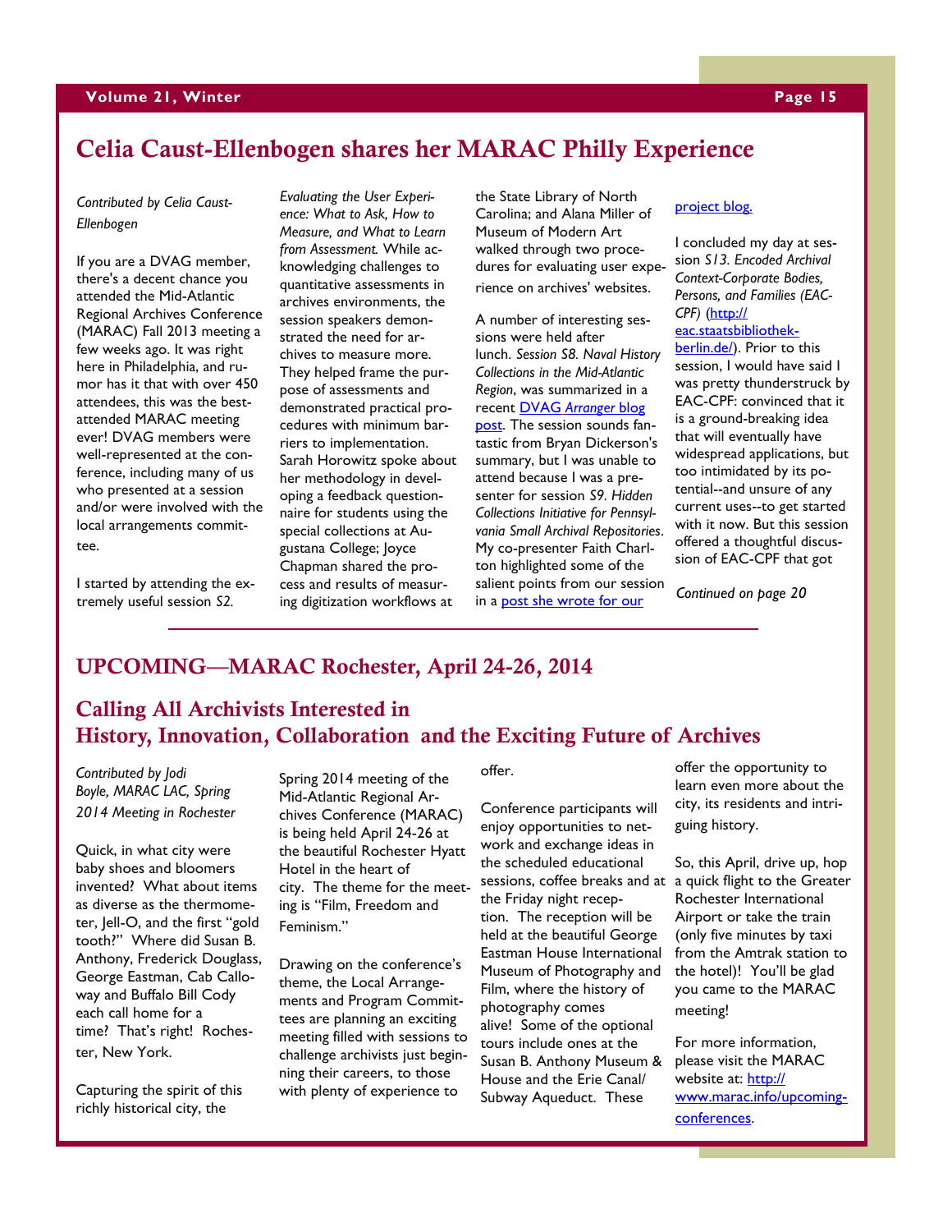# Celia Caust-Ellenbogen shares her MARAC Philly Experience

*Contributed by Celia Caust-Ellenbogen*

If you are a DVAG member, there's a decent chance you attended the Mid-Atlantic Regional Archives Conference (MARAC) Fall 2013 meeting a few weeks ago. It was right here in Philadelphia, and rumor has it that with over 450 attendees, this was the best-attended MARAC meeting ever! DVAG members were well-represented at the conference, including many of us who presented at a session and/or were involved with the local arrangements committee.

I started by attending the extremely useful session *S2. Evaluating the User Experience: What to Ask, How to Measure, and What to Learn from Assessment.* While acknowledging challenges to quantitative assessments in archives environments, the session speakers demonstrated the need for archives to measure more. They helped frame the purpose of assessments and demonstrated practical procedures with minimum barriers to implementation. Sarah Horowitz spoke about her methodology in developing a feedback questionnaire for students using the special collections at Augustana College; Joyce Chapman shared the process and results of measuring digitization workflows at the State Library of North Carolina; and Alana Miller of Museum of Modern Art walked through two procedures for evaluating user experience on archives' websites.

A number of interesting sessions were held after lunch. *Session S8. Naval History Collections in the Mid-Atlantic Region*, was summarized in a recent [DVAG *Arranger* blog post](). The session sounds fantastic from Bryan Dickerson's summary, but I was unable to attend because I was a presenter for session *S9. Hidden Collections Initiative for Pennsylvania Small Archival Repositories*. My co-presenter Faith Charlton highlighted some of the salient points from our session in a [post she wrote for our project blog.]()

I concluded my day at session *S13. Encoded Archival Context-Corporate Bodies, Persons, and Families (EAC-CPF)* ([http://eac.staatsbibliothek-berlin.de/](http://eac.staatsbibliothek-berlin.de/)). Prior to this session, I would have said I was pretty thunderstruck by EAC-CPF: convinced that it is a ground-breaking idea that will eventually have widespread applications, but too intimidated by its potential--and unsure of any current uses--to get started with it now. But this session offered a thoughtful discussion of EAC-CPF that got

*Continued on page 20*

---

# UPCOMING—MARAC Rochester, April 24-26, 2014

## Calling All Archivists Interested in History, Innovation, Collaboration and the Exciting Future of Archives

*Contributed by Jodi Boyle, MARAC LAC, Spring 2014 Meeting in Rochester*

Quick, in what city were baby shoes and bloomers invented? What about items as diverse as the thermometer, Jell-O, and the first "gold tooth?" Where did Susan B. Anthony, Frederick Douglass, George Eastman, Cab Calloway and Buffalo Bill Cody each call home for a time? That's right! Rochester, New York.

Capturing the spirit of this richly historical city, the Spring 2014 meeting of the Mid-Atlantic Regional Archives Conference (MARAC) is being held April 24-26 at the beautiful Rochester Hyatt Hotel in the heart of city. The theme for the meeting is "Film, Freedom and Feminism."

Drawing on the conference's theme, the Local Arrangements and Program Committees are planning an exciting meeting filled with sessions to challenge archivists just beginning their careers, to those with plenty of experience to offer.

Conference participants will enjoy opportunities to network and exchange ideas in the scheduled educational sessions, coffee breaks and at the Friday night reception. The reception will be held at the beautiful George Eastman House International Museum of Photography and Film, where the history of photography comes alive! Some of the optional tours include ones at the Susan B. Anthony Museum & House and the Erie Canal/ Subway Aqueduct. These offer the opportunity to learn even more about the city, its residents and intriguing history.

So, this April, drive up, hop a quick flight to the Greater Rochester International Airport or take the train (only five minutes by taxi from the Amtrak station to the hotel)! You'll be glad you came to the MARAC meeting!

For more information, please visit the MARAC website at: [http://www.marac.info/upcoming-conferences](http://www.marac.info/upcoming-conferences).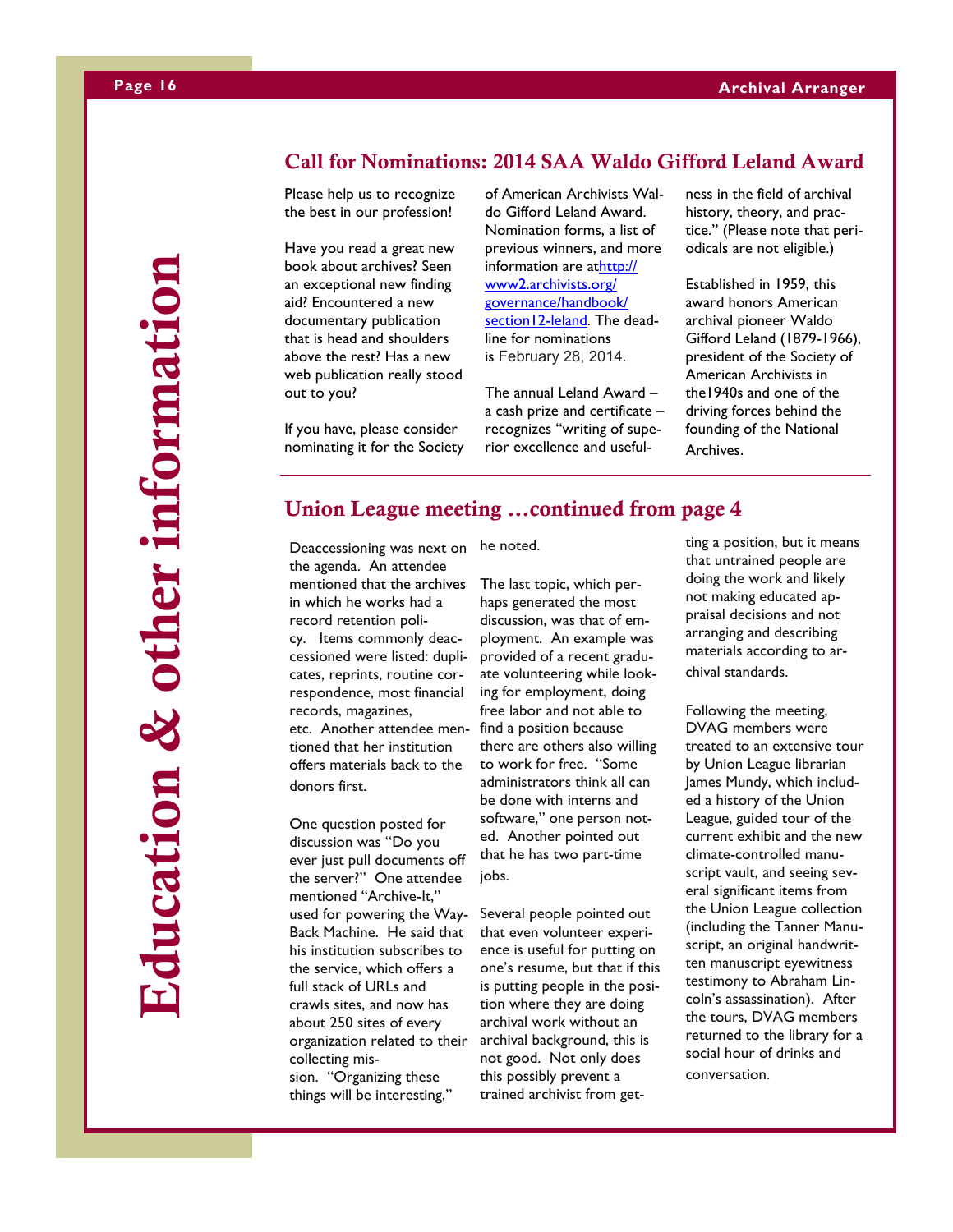## Call for Nominations: 2014 SAA Waldo Gifford Leland Award

Please help us to recognize the best in our profession!

Have you read a great new book about archives? Seen an exceptional new finding aid? Encountered a new documentary publication that is head and shoulders above the rest? Has a new web publication really stood out to you?

If you have, please consider nominating it for the Society of American Archivists Waldo Gifford Leland Award. Nomination forms, a list of previous winners, and more information are at [http://www2.archivists.org/governance/handbook/section12-leland](http://www2.archivists.org/governance/handbook/section12-leland). The deadline for nominations is February 28, 2014.

The annual Leland Award – a cash prize and certificate – recognizes "writing of superior excellence and usefulness in the field of archival history, theory, and practice." (Please note that periodicals are not eligible.)

Established in 1959, this award honors American archival pioneer Waldo Gifford Leland (1879-1966), president of the Society of American Archivists in the1940s and one of the driving forces behind the founding of the National Archives.

## Union League meeting …continued from page 4

Deaccessioning was next on the agenda. An attendee mentioned that the archives in which he works had a record retention policy. Items commonly deaccessioned were listed: duplicates, reprints, routine correspondence, most financial records, magazines, etc. Another attendee mentioned that her institution offers materials back to the donors first.

One question posted for discussion was "Do you ever just pull documents off the server?" One attendee mentioned "Archive-It," used for powering the Way-Back Machine. He said that his institution subscribes to the service, which offers a full stack of URLs and crawls sites, and now has about 250 sites of every organization related to their collecting mission. "Organizing these things will be interesting," he noted.

The last topic, which perhaps generated the most discussion, was that of employment. An example was provided of a recent graduate volunteering while looking for employment, doing free labor and not able to find a position because there are others also willing to work for free. "Some administrators think all can be done with interns and software," one person noted. Another pointed out that he has two part-time jobs.

Several people pointed out that even volunteer experience is useful for putting on one's resume, but that if this is putting people in the position where they are doing archival work without an archival background, this is not good. Not only does this possibly prevent a trained archivist from getting a position, but it means that untrained people are doing the work and likely not making educated appraisal decisions and not arranging and describing materials according to archival standards.

Following the meeting, DVAG members were treated to an extensive tour by Union League librarian James Mundy, which included a history of the Union League, guided tour of the current exhibit and the new climate-controlled manuscript vault, and seeing several significant items from the Union League collection (including the Tanner Manuscript, an original handwritten manuscript eyewitness testimony to Abraham Lincoln's assassination). After the tours, DVAG members returned to the library for a social hour of drinks and conversation.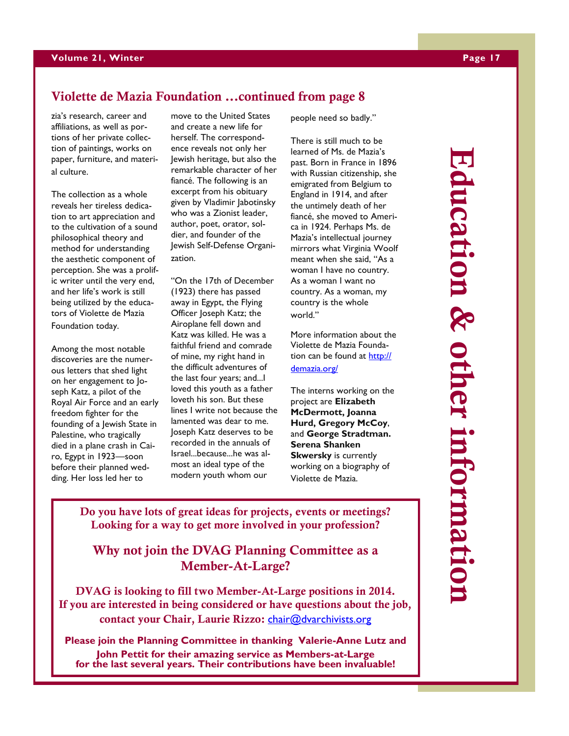## Violette de Mazia Foundation …continued from page 8

zia's research, career and affiliations, as well as portions of her private collection of paintings, works on paper, furniture, and material culture.

The collection as a whole reveals her tireless dedication to art appreciation and to the cultivation of a sound philosophical theory and method for understanding the aesthetic component of perception. She was a prolific writer until the very end, and her life's work is still being utilized by the educators of Violette de Mazia Foundation today.

Among the most notable discoveries are the numerous letters that shed light on her engagement to Joseph Katz, a pilot of the Royal Air Force and an early freedom fighter for the founding of a Jewish State in Palestine, who tragically died in a plane crash in Cairo, Egypt in 1923—soon before their planned wedding. Her loss led her to move to the United States and create a new life for herself. The correspondence reveals not only her Jewish heritage, but also the remarkable character of her fiancé. The following is an excerpt from his obituary given by Vladimir Jabotinsky who was a Zionist leader, author, poet, orator, soldier, and founder of the Jewish Self-Defense Organization.

"On the 17th of December (1923) there has passed away in Egypt, the Flying Officer Joseph Katz; the Airoplane fell down and Katz was killed. He was a faithful friend and comrade of mine, my right hand in the difficult adventures of the last four years; and...I loved this youth as a father loveth his son. But these lines I write not because the lamented was dear to me. Joseph Katz deserves to be recorded in the annuals of Israel...because...he was almost an ideal type of the modern youth whom our people need so badly."

There is still much to be learned of Ms. de Mazia's past. Born in France in 1896 with Russian citizenship, she emigrated from Belgium to England in 1914, and after the untimely death of her fiancé, she moved to America in 1924. Perhaps Ms. de Mazia's intellectual journey mirrors what Virginia Woolf meant when she said, "As a woman I have no country. As a woman I want no country. As a woman, my country is the whole world."

More information about the Violette de Mazia Foundation can be found at http://demazia.org/

The interns working on the project are **Elizabeth McDermott, Joanna Hurd, Gregory McCoy**, and **George Stradtman. Serena Shanken Skwersky** is currently working on a biography of Violette de Mazia.

---

**Do you have lots of great ideas for projects, events or meetings? Looking for a way to get more involved in your profession?**

### Why not join the DVAG Planning Committee as a Member-At-Large?

**DVAG is looking to fill two Member-At-Large positions in 2014. If you are interested in being considered or have questions about the job, contact your Chair, Laurie Rizzo:** chair@dvarchivists.org

**Please join the Planning Committee in thanking Valerie-Anne Lutz and John Pettit for their amazing service as Members-at-Large for the last several years. Their contributions have been invaluable!**

# Education & other information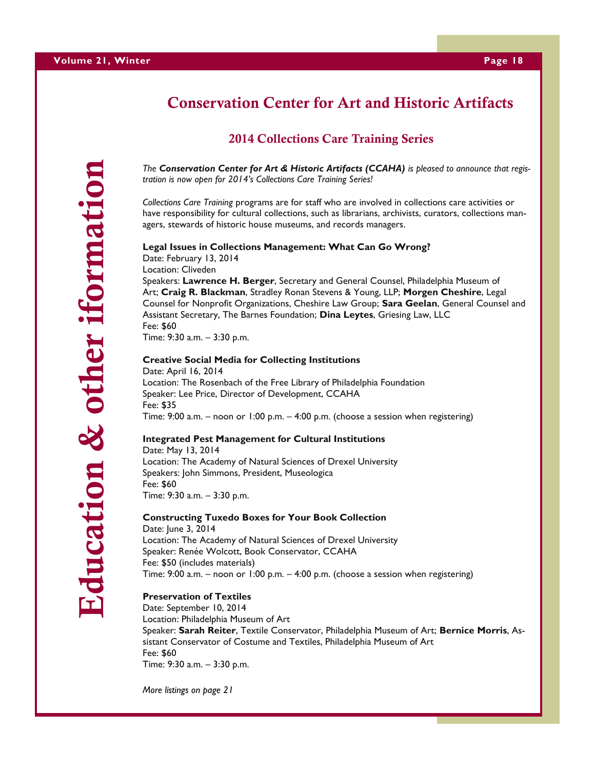# Education & other iformation

## Conservation Center for Art and Historic Artifacts

### 2014 Collections Care Training Series

*The **Conservation Center for Art & Historic Artifacts (CCAHA)** is pleased to announce that registration is now open for 2014's Collections Care Training Series!*

*Collections Care Training* programs are for staff who are involved in collections care activities or have responsibility for cultural collections, such as librarians, archivists, curators, collections managers, stewards of historic house museums, and records managers.

**Legal Issues in Collections Management: What Can Go Wrong?**
Date: February 13, 2014
Location: Cliveden
Speakers: **Lawrence H. Berger**, Secretary and General Counsel, Philadelphia Museum of Art; **Craig R. Blackman**, Stradley Ronan Stevens & Young, LLP; **Morgen Cheshire**, Legal Counsel for Nonprofit Organizations, Cheshire Law Group; **Sara Geelan**, General Counsel and Assistant Secretary, The Barnes Foundation; **Dina Leytes**, Griesing Law, LLC
Fee: $60
Time: 9:30 a.m. – 3:30 p.m.

**Creative Social Media for Collecting Institutions**
Date: April 16, 2014
Location: The Rosenbach of the Free Library of Philadelphia Foundation
Speaker: Lee Price, Director of Development, CCAHA
Fee: $35
Time: 9:00 a.m. – noon or 1:00 p.m. – 4:00 p.m. (choose a session when registering)

**Integrated Pest Management for Cultural Institutions**
Date: May 13, 2014
Location: The Academy of Natural Sciences of Drexel University
Speakers: John Simmons, President, Museologica
Fee: $60
Time: 9:30 a.m. – 3:30 p.m.

**Constructing Tuxedo Boxes for Your Book Collection**
Date: June 3, 2014
Location: The Academy of Natural Sciences of Drexel University
Speaker: Renée Wolcott, Book Conservator, CCAHA
Fee: $50 (includes materials)
Time: 9:00 a.m. – noon or 1:00 p.m. – 4:00 p.m. (choose a session when registering)

**Preservation of Textiles**
Date: September 10, 2014
Location: Philadelphia Museum of Art
Speaker: **Sarah Reiter**, Textile Conservator, Philadelphia Museum of Art; **Bernice Morris**, Assistant Conservator of Costume and Textiles, Philadelphia Museum of Art
Fee: $60
Time: 9:30 a.m. – 3:30 p.m.

*More listings on page 21*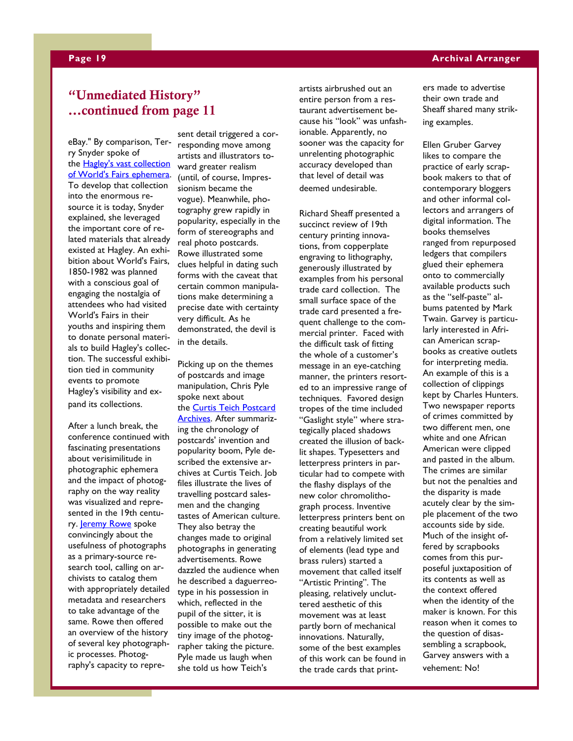## "Unmediated History" …continued from page 11

eBay." By comparison, Terry Snyder spoke of the [Hagley's vast collection of World's Fairs ephemera](). To develop that collection into the enormous resource it is today, Snyder explained, she leveraged the important core of related materials that already existed at Hagley. An exhibition about World's Fairs, 1850-1982 was planned with a conscious goal of engaging the nostalgia of attendees who had visited World's Fairs in their youths and inspiring them to donate personal materials to build Hagley's collection. The successful exhibition tied in community events to promote Hagley's visibility and expand its collections.

After a lunch break, the conference continued with fascinating presentations about verisimilitude in photographic ephemera and the impact of photography on the way reality was visualized and represented in the 19th century. [Jeremy Rowe]() spoke convincingly about the usefulness of photographs as a primary-source research tool, calling on archivists to catalog them with appropriately detailed metadata and researchers to take advantage of the same. Rowe then offered an overview of the history of several key photographic processes. Photography's capacity to represent detail triggered a corresponding move among artists and illustrators toward greater realism (until, of course, Impressionism became the vogue). Meanwhile, photography grew rapidly in popularity, especially in the form of stereographs and real photo postcards. Rowe illustrated some clues helpful in dating such forms with the caveat that certain common manipulations make determining a precise date with certainty very difficult. As he demonstrated, the devil is in the details.

Picking up on the themes of postcards and image manipulation, Chris Pyle spoke next about the [Curtis Teich Postcard Archives](). After summarizing the chronology of postcards' invention and popularity boom, Pyle described the extensive archives at Curtis Teich. Job files illustrate the lives of travelling postcard salesmen and the changing tastes of American culture. They also betray the changes made to original photographs in generating advertisements. Rowe dazzled the audience when he described a daguerreotype in his possession in which, reflected in the pupil of the sitter, it is possible to make out the tiny image of the photographer taking the picture. Pyle made us laugh when she told us how Teich's artists airbrushed out an entire person from a restaurant advertisement because his "look" was unfashionable. Apparently, no sooner was the capacity for unrelenting photographic accuracy developed than that level of detail was deemed undesirable.

Richard Sheaff presented a succinct review of 19th century printing innovations, from copperplate engraving to lithography, generously illustrated by examples from his personal trade card collection. The small surface space of the trade card presented a frequent challenge to the commercial printer. Faced with the difficult task of fitting the whole of a customer's message in an eye-catching manner, the printers resorted to an impressive range of techniques. Favored design tropes of the time included "Gaslight style" where strategically placed shadows created the illusion of backlit shapes. Typesetters and letterpress printers in particular had to compete with the flashy displays of the new color chromolithograph process. Inventive letterpress printers bent on creating beautiful work from a relatively limited set of elements (lead type and brass rulers) started a movement that called itself "Artistic Printing". The pleasing, relatively uncluttered aesthetic of this movement was at least partly born of mechanical innovations. Naturally, some of the best examples of this work can be found in the trade cards that printers made to advertise their own trade and Sheaff shared many striking examples.

Ellen Gruber Garvey likes to compare the practice of early scrapbook makers to that of contemporary bloggers and other informal collectors and arrangers of digital information. The books themselves ranged from repurposed ledgers that compilers glued their ephemera onto to commercially available products such as the "self-paste" albums patented by Mark Twain. Garvey is particularly interested in African American scrapbooks as creative outlets for interpreting media. An example of this is a collection of clippings kept by Charles Hunters. Two newspaper reports of crimes committed by two different men, one white and one African American were clipped and pasted in the album. The crimes are similar but not the penalties and the disparity is made acutely clear by the simple placement of the two accounts side by side. Much of the insight offered by scrapbooks comes from this purposeful juxtaposition of its contents as well as the context offered when the identity of the maker is known. For this reason when it comes to the question of disassembling a scrapbook, Garvey answers with a vehement: No!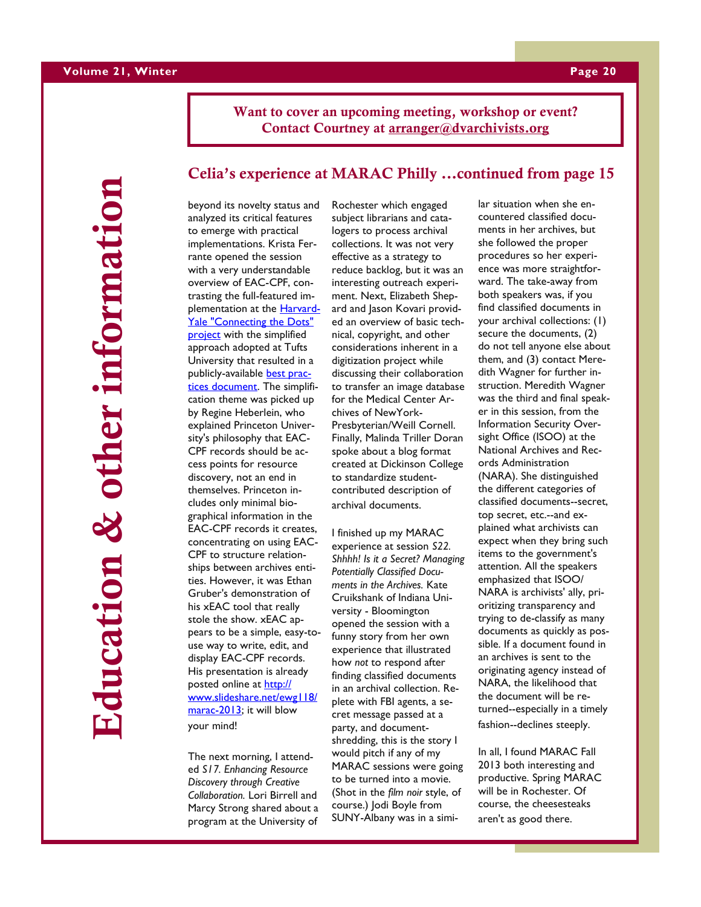**Want to cover an upcoming meeting, workshop or event?**
**Contact Courtney at [arranger@dvarchivists.org](mailto:arranger@dvarchivists.org)**

## Celia's experience at MARAC Philly …continued from page 15

beyond its novelty status and analyzed its critical features to emerge with practical implementations. Krista Ferrante opened the session with a very understandable overview of EAC-CPF, contrasting the full-featured implementation at the Harvard-Yale "Connecting the Dots" project with the simplified approach adopted at Tufts University that resulted in a publicly-available best practices document. The simplification theme was picked up by Regine Heberlein, who explained Princeton University's philosophy that EAC-CPF records should be access points for resource discovery, not an end in themselves. Princeton includes only minimal biographical information in the EAC-CPF records it creates, concentrating on using EAC-CPF to structure relationships between archives entities. However, it was Ethan Gruber's demonstration of his xEAC tool that really stole the show. xEAC appears to be a simple, easy-to-use way to write, edit, and display EAC-CPF records. His presentation is already posted online at http://www.slideshare.net/ewg118/marac-2013; it will blow your mind!

The next morning, I attended *S17. Enhancing Resource Discovery through Creative Collaboration.* Lori Birrell and Marcy Strong shared about a program at the University of Rochester which engaged subject librarians and catalogers to process archival collections. It was not very effective as a strategy to reduce backlog, but it was an interesting outreach experiment. Next, Elizabeth Sheppard and Jason Kovari provided an overview of basic technical, copyright, and other considerations inherent in a digitization project while discussing their collaboration to transfer an image database for the Medical Center Archives of NewYork-Presbyterian/Weill Cornell. Finally, Malinda Triller Doran spoke about a blog format created at Dickinson College to standardize student-contributed description of archival documents.

I finished up my MARAC experience at session *S22. Shhhh! Is it a Secret? Managing Potentially Classified Documents in the Archives.* Kate Cruikshank of Indiana University - Bloomington opened the session with a funny story from her own experience that illustrated how *not* to respond after finding classified documents in an archival collection. Replete with FBI agents, a secret message passed at a party, and document-shredding, this is the story I would pitch if any of my MARAC sessions were going to be turned into a movie. (Shot in the *film noir* style, of course.) Jodi Boyle from SUNY-Albany was in a similar situation when she encountered classified documents in her archives, but she followed the proper procedures so her experience was more straightforward. The take-away from both speakers was, if you find classified documents in your archival collections: (1) secure the documents, (2) do not tell anyone else about them, and (3) contact Meredith Wagner for further instruction. Meredith Wagner was the third and final speaker in this session, from the Information Security Oversight Office (ISOO) at the National Archives and Records Administration (NARA). She distinguished the different categories of classified documents--secret, top secret, etc.--and explained what archivists can expect when they bring such items to the government's attention. All the speakers emphasized that ISOO/NARA is archivists' ally, prioritizing transparency and trying to de-classify as many documents as quickly as possible. If a document found in an archives is sent to the originating agency instead of NARA, the likelihood that the document will be returned--especially in a timely fashion--declines steeply.

In all, I found MARAC Fall 2013 both interesting and productive. Spring MARAC will be in Rochester. Of course, the cheesesteaks aren't as good there.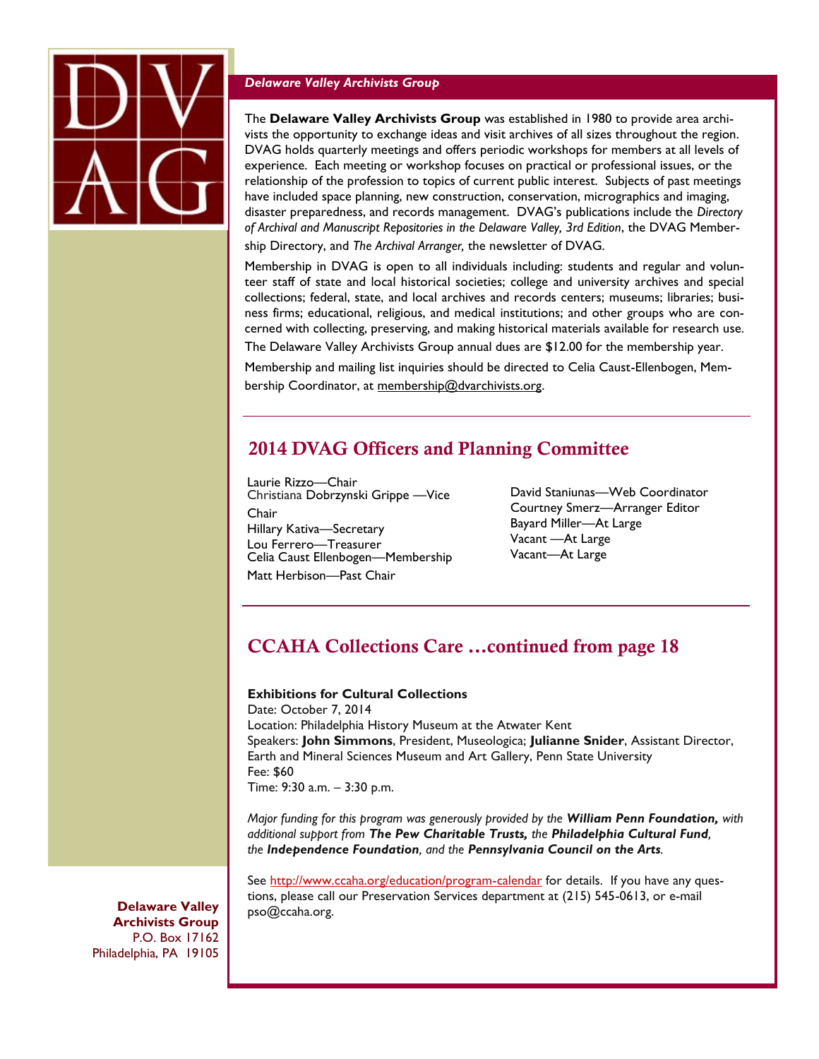*Delaware Valley Archivists Group*

The **Delaware Valley Archivists Group** was established in 1980 to provide area archivists the opportunity to exchange ideas and visit archives of all sizes throughout the region. DVAG holds quarterly meetings and offers periodic workshops for members at all levels of experience. Each meeting or workshop focuses on practical or professional issues, or the relationship of the profession to topics of current public interest. Subjects of past meetings have included space planning, new construction, conservation, micrographics and imaging, disaster preparedness, and records management. DVAG's publications include the *Directory of Archival and Manuscript Repositories in the Delaware Valley, 3rd Edition*, the DVAG Membership Directory, and *The Archival Arranger,* the newsletter of DVAG.

Membership in DVAG is open to all individuals including: students and regular and volunteer staff of state and local historical societies; college and university archives and special collections; federal, state, and local archives and records centers; museums; libraries; business firms; educational, religious, and medical institutions; and other groups who are concerned with collecting, preserving, and making historical materials available for research use.

The Delaware Valley Archivists Group annual dues are $12.00 for the membership year.

Membership and mailing list inquiries should be directed to Celia Caust-Ellenbogen, Membership Coordinator, at membership@dvarchivists.org.

## 2014 DVAG Officers and Planning Committee

Laurie Rizzo—Chair
Christiana Dobrzynski Grippe —Vice Chair
Hillary Kativa—Secretary
Lou Ferrero—Treasurer
Celia Caust Ellenbogen—Membership
Matt Herbison—Past Chair
David Staniunas—Web Coordinator
Courtney Smerz—Arranger Editor
Bayard Miller—At Large
Vacant —At Large
Vacant—At Large

## CCAHA Collections Care …continued from page 18

**Exhibitions for Cultural Collections**
Date: October 7, 2014
Location: Philadelphia History Museum at the Atwater Kent
Speakers: **John Simmons**, President, Museologica; **Julianne Snider**, Assistant Director, Earth and Mineral Sciences Museum and Art Gallery, Penn State University
Fee: $60
Time: 9:30 a.m. – 3:30 p.m.

*Major funding for this program was generously provided by the* ***William Penn Foundation,*** *with additional support from* ***The Pew Charitable Trusts,*** *the* ***Philadelphia Cultural Fund****, the* ***Independence Foundation****, and the* ***Pennsylvania Council on the Arts****.*

See http://www.ccaha.org/education/program-calendar for details. If you have any questions, please call our Preservation Services department at (215) 545-0613, or e-mail pso@ccaha.org.

**Delaware Valley Archivists Group**
P.O. Box 17162
Philadelphia, PA 19105